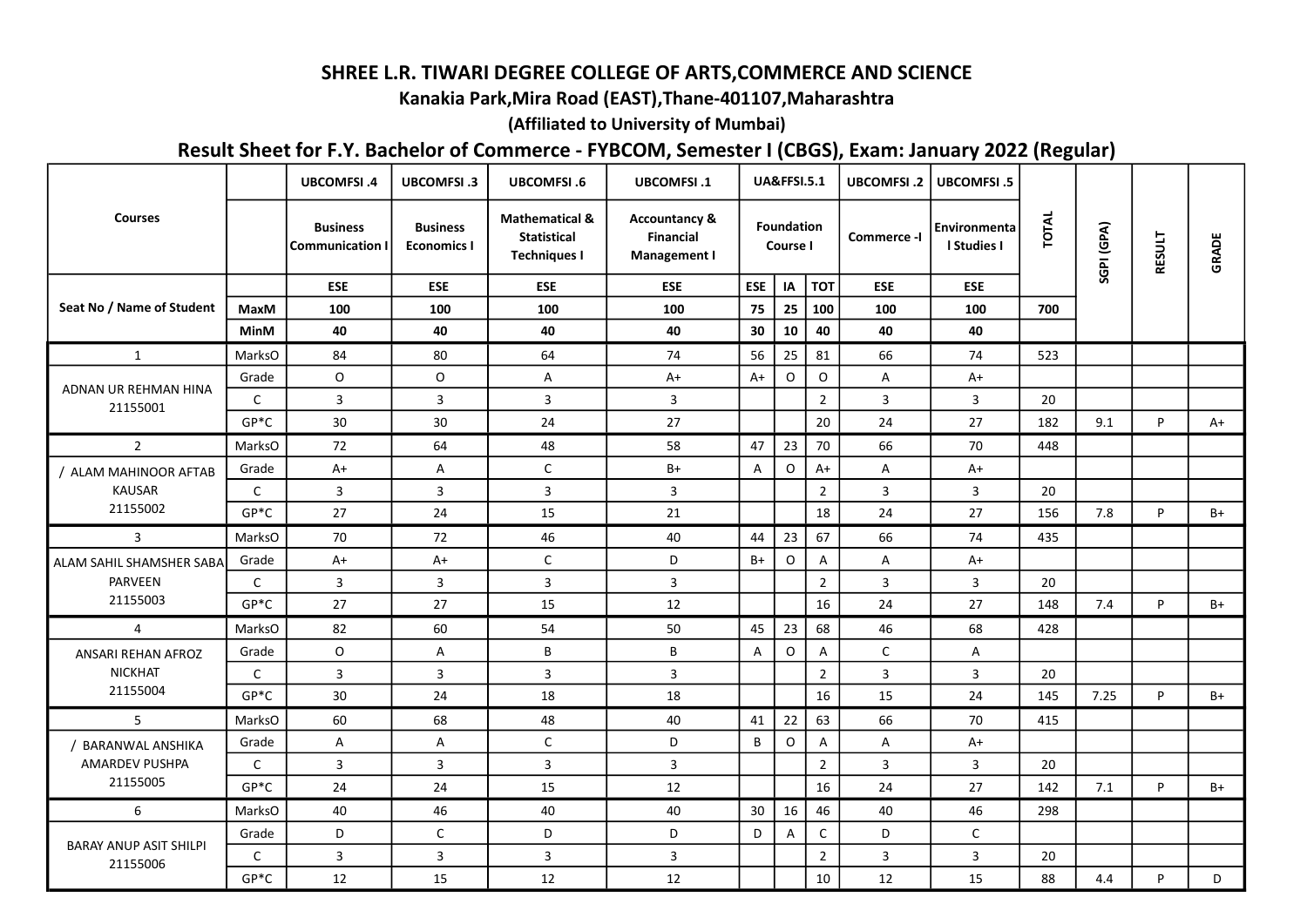# SHREE L.R. TIWARI DEGREE COLLEGE OF ARTS,COMMERCE AND SCIENCE

## Kanakia Park,Mira Road (EAST),Thane-401107,Maharashtra

### (Affiliated to University of Mumbai)

### Result Sheet for F.Y. Bachelor of Commerce - FYBCOM, Semester I (CBGS), Exam: January 2022 (Regular)

| Courses | | UBCOMFSI .4 | UBCOMFSI .3 | UBCOMFSI .6 | UBCOMFSI .1 | UA&FFSI.5.1 | | | UBCOMFSI .2 | UBCOMFSI .5 | TOTAL | SGPI (GPA) | RESULT | GRADE |
|---|---|---|---|---|---|---|---|---|---|---|---|---|---|---|
| | | Business Communication I | Business Economics I | Mathematical & Statistical Techniques I | Accountancy & Financial Management I | Foundation Course I | | | Commerce -I | Environmental Studies I | | | | |
| Seat No / Name of Student | | ESE | ESE | ESE | ESE | ESE | IA | TOT | ESE | ESE | | | | |
| | MaxM | 100 | 100 | 100 | 100 | 75 | 25 | 100 | 100 | 100 | 700 | | | |
| | MinM | 40 | 40 | 40 | 40 | 30 | 10 | 40 | 40 | 40 | | | | |
| 1 | MarksO | 84 | 80 | 64 | 74 | 56 | 25 | 81 | 66 | 74 | 523 | | | |
| ADNAN UR REHMAN HINA 21155001 | Grade | O | O | A | A+ | A+ | O | O | A | A+ | | | | |
| | C | 3 | 3 | 3 | 3 | | | 2 | 3 | 3 | 20 | | | |
| | GP*C | 30 | 30 | 24 | 27 | | | 20 | 24 | 27 | 182 | 9.1 | P | A+ |
| 2 | MarksO | 72 | 64 | 48 | 58 | 47 | 23 | 70 | 66 | 70 | 448 | | | |
| / ALAM MAHINOOR AFTAB KAUSAR 21155002 | Grade | A+ | A | C | B+ | A | O | A+ | A | A+ | | | | |
| | C | 3 | 3 | 3 | 3 | | | 2 | 3 | 3 | 20 | | | |
| | GP*C | 27 | 24 | 15 | 21 | | | 18 | 24 | 27 | 156 | 7.8 | P | B+ |
| 3 | MarksO | 70 | 72 | 46 | 40 | 44 | 23 | 67 | 66 | 74 | 435 | | | |
| ALAM SAHIL SHAMSHER SABA PARVEEN 21155003 | Grade | A+ | A+ | C | D | B+ | O | A | A | A+ | | | | |
| | C | 3 | 3 | 3 | 3 | | | 2 | 3 | 3 | 20 | | | |
| | GP*C | 27 | 27 | 15 | 12 | | | 16 | 24 | 27 | 148 | 7.4 | P | B+ |
| 4 | MarksO | 82 | 60 | 54 | 50 | 45 | 23 | 68 | 46 | 68 | 428 | | | |
| ANSARI REHAN AFROZ NICKHAT 21155004 | Grade | O | A | B | B | A | O | A | C | A | | | | |
| | C | 3 | 3 | 3 | 3 | | | 2 | 3 | 3 | 20 | | | |
| | GP*C | 30 | 24 | 18 | 18 | | | 16 | 15 | 24 | 145 | 7.25 | P | B+ |
| 5 | MarksO | 60 | 68 | 48 | 40 | 41 | 22 | 63 | 66 | 70 | 415 | | | |
| / BARANWAL ANSHIKA AMARDEV PUSHPA 21155005 | Grade | A | A | C | D | B | O | A | A | A+ | | | | |
| | C | 3 | 3 | 3 | 3 | | | 2 | 3 | 3 | 20 | | | |
| | GP*C | 24 | 24 | 15 | 12 | | | 16 | 24 | 27 | 142 | 7.1 | P | B+ |
| 6 | MarksO | 40 | 46 | 40 | 40 | 30 | 16 | 46 | 40 | 46 | 298 | | | |
| BARAY ANUP ASIT SHILPI 21155006 | Grade | D | C | D | D | D | A | C | D | C | | | | |
| | C | 3 | 3 | 3 | 3 | | | 2 | 3 | 3 | 20 | | | |
| | GP*C | 12 | 15 | 12 | 12 | | | 10 | 12 | 15 | 88 | 4.4 | P | D |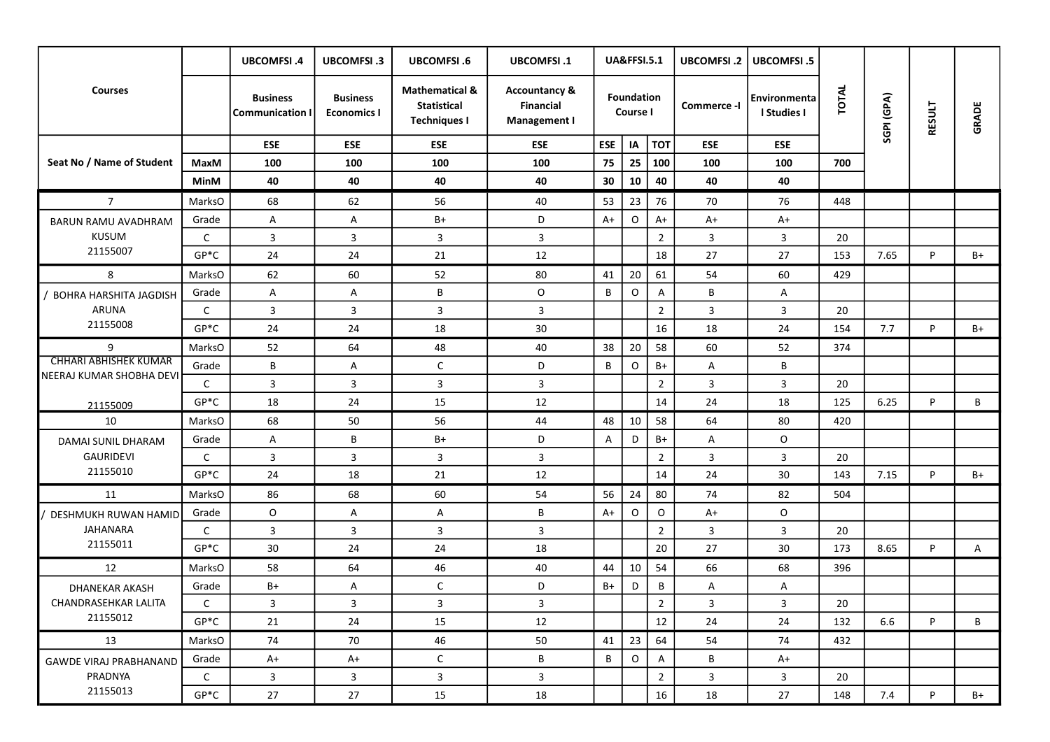| Courses | | UBCOMFSI .4 | UBCOMFSI .3 | UBCOMFSI .6 | UBCOMFSI .1 | UA&FFSI.5.1 | | | UBCOMFSI .2 | UBCOMFSI .5 | TOTAL | SGPI (GPA) | RESULT | GRADE |
|---|---|---|---|---|---|---|---|---|---|---|---|---|---|---|
| | | Business Communication I | Business Economics I | Mathematical & Statistical Techniques I | Accountancy & Financial Management I | Foundation Course I | | | Commerce -I | Environmental Studies I | | | | |
| | | ESE | ESE | ESE | ESE | ESE | IA | TOT | ESE | ESE | | | | |
| Seat No / Name of Student | MaxM | 100 | 100 | 100 | 100 | 75 | 25 | 100 | 100 | 100 | 700 | | | |
| | MinM | 40 | 40 | 40 | 40 | 30 | 10 | 40 | 40 | 40 | | | | |
| 7 | MarksO | 68 | 62 | 56 | 40 | 53 | 23 | 76 | 70 | 76 | 448 | | | |
| BARUN RAMU AVADHRAM KUSUM | Grade | A | A | B+ | D | A+ | O | A+ | A+ | A+ | | | | |
| | C | 3 | 3 | 3 | 3 | | | 2 | 3 | 3 | 20 | | | |
| 21155007 | GP*C | 24 | 24 | 21 | 12 | | | 18 | 27 | 27 | 153 | 7.65 | P | B+ |
| 8 | MarksO | 62 | 60 | 52 | 80 | 41 | 20 | 61 | 54 | 60 | 429 | | | |
| / BOHRA HARSHITA JAGDISH ARUNA | Grade | A | A | B | O | B | O | A | B | A | | | | |
| | C | 3 | 3 | 3 | 3 | | | 2 | 3 | 3 | 20 | | | |
| 21155008 | GP*C | 24 | 24 | 18 | 30 | | | 16 | 18 | 24 | 154 | 7.7 | P | B+ |
| 9 | MarksO | 52 | 64 | 48 | 40 | 38 | 20 | 58 | 60 | 52 | 374 | | | |
| CHHARI ABHISHEK KUMAR NEERAJ KUMAR SHOBHA DEVI | Grade | B | A | C | D | B | O | B+ | A | B | | | | |
| | C | 3 | 3 | 3 | 3 | | | 2 | 3 | 3 | 20 | | | |
| 21155009 | GP*C | 18 | 24 | 15 | 12 | | | 14 | 24 | 18 | 125 | 6.25 | P | B |
| 10 | MarksO | 68 | 50 | 56 | 44 | 48 | 10 | 58 | 64 | 80 | 420 | | | |
| DAMAI SUNIL DHARAM GAURIDEVI | Grade | A | B | B+ | D | A | D | B+ | A | O | | | | |
| | C | 3 | 3 | 3 | 3 | | | 2 | 3 | 3 | 20 | | | |
| 21155010 | GP*C | 24 | 18 | 21 | 12 | | | 14 | 24 | 30 | 143 | 7.15 | P | B+ |
| 11 | MarksO | 86 | 68 | 60 | 54 | 56 | 24 | 80 | 74 | 82 | 504 | | | |
| / DESHMUKH RUWAN HAMID JAHANARA | Grade | O | A | A | B | A+ | O | O | A+ | O | | | | |
| | C | 3 | 3 | 3 | 3 | | | 2 | 3 | 3 | 20 | | | |
| 21155011 | GP*C | 30 | 24 | 24 | 18 | | | 20 | 27 | 30 | 173 | 8.65 | P | A |
| 12 | MarksO | 58 | 64 | 46 | 40 | 44 | 10 | 54 | 66 | 68 | 396 | | | |
| DHANEKAR AKASH CHANDRASEHKAR LALITA | Grade | B+ | A | C | D | B+ | D | B | A | A | | | | |
| | C | 3 | 3 | 3 | 3 | | | 2 | 3 | 3 | 20 | | | |
| 21155012 | GP*C | 21 | 24 | 15 | 12 | | | 12 | 24 | 24 | 132 | 6.6 | P | B |
| 13 | MarksO | 74 | 70 | 46 | 50 | 41 | 23 | 64 | 54 | 74 | 432 | | | |
| GAWDE VIRAJ PRABHANAND PRADNYA | Grade | A+ | A+ | C | B | B | O | A | B | A+ | | | | |
| | C | 3 | 3 | 3 | 3 | | | 2 | 3 | 3 | 20 | | | |
| 21155013 | GP*C | 27 | 27 | 15 | 18 | | | 16 | 18 | 27 | 148 | 7.4 | P | B+ |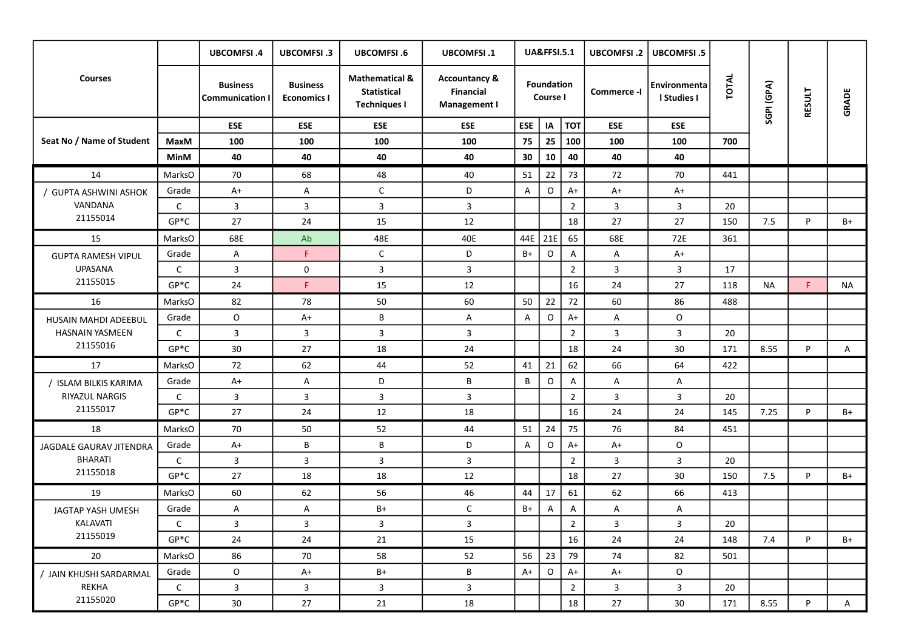| Courses | | UBCOMFSI .4 | UBCOMFSI .3 | UBCOMFSI .6 | UBCOMFSI .1 | UA&FFSI.5.1 | | | UBCOMFSI .2 | UBCOMFSI .5 | TOTAL | SGPI (GPA) | RESULT | GRADE |
|---|---|---|---|---|---|---|---|---|---|---|---|---|---|---|
| | | Business Communication I | Business Economics I | Mathematical & Statistical Techniques I | Accountancy & Financial Management I | Foundation Course I | | | Commerce -I | Environmental Studies I | | | | |
| | | ESE | ESE | ESE | ESE | ESE | IA | TOT | ESE | ESE | | | | |
| Seat No / Name of Student | MaxM | 100 | 100 | 100 | 100 | 75 | 25 | 100 | 100 | 100 | 700 | | | |
| | MinM | 40 | 40 | 40 | 40 | 30 | 10 | 40 | 40 | 40 | | | | |
| 14 | MarksO | 70 | 68 | 48 | 40 | 51 | 22 | 73 | 72 | 70 | 441 | | | |
| / GUPTA ASHWINI ASHOK VANDANA | Grade | A+ | A | C | D | A | O | A+ | A+ | A+ | | | | |
| 21155014 | C | 3 | 3 | 3 | 3 | | | 2 | 3 | 3 | 20 | | | |
| | GP*C | 27 | 24 | 15 | 12 | | | 18 | 27 | 27 | 150 | 7.5 | P | B+ |
| 15 | MarksO | 68E | Ab | 48E | 40E | 44E | 21E | 65 | 68E | 72E | 361 | | | |
| GUPTA RAMESH VIPUL UPASANA | Grade | A | F | C | D | B+ | O | A | A | A+ | | | | |
| 21155015 | C | 3 | 0 | 3 | 3 | | | 2 | 3 | 3 | 17 | | | |
| | GP*C | 24 | F | 15 | 12 | | | 16 | 24 | 27 | 118 | NA | F | NA |
| 16 | MarksO | 82 | 78 | 50 | 60 | 50 | 22 | 72 | 60 | 86 | 488 | | | |
| HUSAIN MAHDI ADEEBUL HASNAIN YASMEEN | Grade | O | A+ | B | A | A | O | A+ | A | O | | | | |
| 21155016 | C | 3 | 3 | 3 | 3 | | | 2 | 3 | 3 | 20 | | | |
| | GP*C | 30 | 27 | 18 | 24 | | | 18 | 24 | 30 | 171 | 8.55 | P | A |
| 17 | MarksO | 72 | 62 | 44 | 52 | 41 | 21 | 62 | 66 | 64 | 422 | | | |
| / ISLAM BILKIS KARIMA RIYAZUL NARGIS | Grade | A+ | A | D | B | B | O | A | A | A | | | | |
| 21155017 | C | 3 | 3 | 3 | 3 | | | 2 | 3 | 3 | 20 | | | |
| | GP*C | 27 | 24 | 12 | 18 | | | 16 | 24 | 24 | 145 | 7.25 | P | B+ |
| 18 | MarksO | 70 | 50 | 52 | 44 | 51 | 24 | 75 | 76 | 84 | 451 | | | |
| JAGDALE GAURAV JITENDRA BHARATI | Grade | A+ | B | B | D | A | O | A+ | A+ | O | | | | |
| 21155018 | C | 3 | 3 | 3 | 3 | | | 2 | 3 | 3 | 20 | | | |
| | GP*C | 27 | 18 | 18 | 12 | | | 18 | 27 | 30 | 150 | 7.5 | P | B+ |
| 19 | MarksO | 60 | 62 | 56 | 46 | 44 | 17 | 61 | 62 | 66 | 413 | | | |
| JAGTAP YASH UMESH KALAVATI | Grade | A | A | B+ | C | B+ | A | A | A | A | | | | |
| 21155019 | C | 3 | 3 | 3 | 3 | | | 2 | 3 | 3 | 20 | | | |
| | GP*C | 24 | 24 | 21 | 15 | | | 16 | 24 | 24 | 148 | 7.4 | P | B+ |
| 20 | MarksO | 86 | 70 | 58 | 52 | 56 | 23 | 79 | 74 | 82 | 501 | | | |
| / JAIN KHUSHI SARDARMAL REKHA | Grade | O | A+ | B+ | B | A+ | O | A+ | A+ | O | | | | |
| 21155020 | C | 3 | 3 | 3 | 3 | | | 2 | 3 | 3 | 20 | | | |
| | GP*C | 30 | 27 | 21 | 18 | | | 18 | 27 | 30 | 171 | 8.55 | P | A |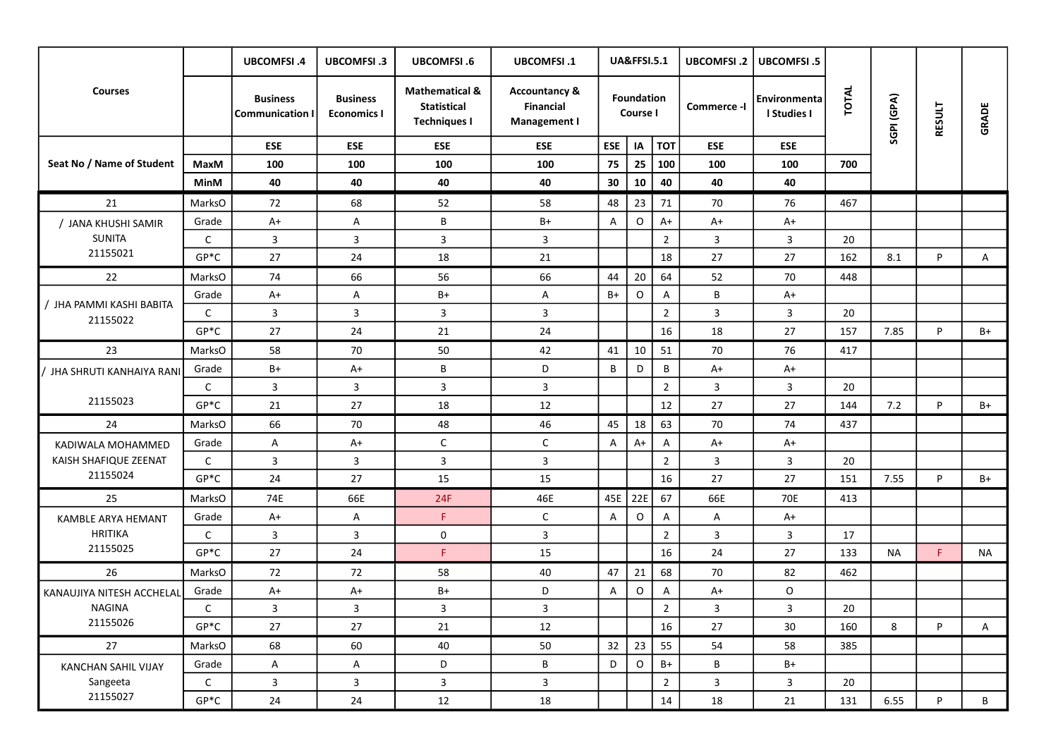| Courses | | UBCOMFSI .4 | UBCOMFSI .3 | UBCOMFSI .6 | UBCOMFSI .1 | UA&FFSI.5.1 | | | UBCOMFSI .2 | UBCOMFSI .5 | TOTAL | SGPI (GPA) | RESULT | GRADE |
|---|---|---|---|---|---|---|---|---|---|---|---|---|---|---|
| | | Business Communication I | Business Economics I | Mathematical & Statistical Techniques I | Accountancy & Financial Management I | Foundation Course I | | | Commerce -I | Environmental Studies I | | | | |
| Seat No / Name of Student | | ESE | ESE | ESE | ESE | ESE | IA | TOT | ESE | ESE | | | | |
| | MaxM | 100 | 100 | 100 | 100 | 75 | 25 | 100 | 100 | 100 | 700 | | | |
| | MinM | 40 | 40 | 40 | 40 | 30 | 10 | 40 | 40 | 40 | | | | |
| 21 | MarksO | 72 | 68 | 52 | 58 | 48 | 23 | 71 | 70 | 76 | 467 | | | |
| / JANA KHUSHI SAMIR SUNITA 21155021 | Grade | A+ | A | B | B+ | A | O | A+ | A+ | A+ | | | | |
| | C | 3 | 3 | 3 | 3 | | | 2 | 3 | 3 | 20 | | | |
| | GP*C | 27 | 24 | 18 | 21 | | | 18 | 27 | 27 | 162 | 8.1 | P | A |
| 22 | MarksO | 74 | 66 | 56 | 66 | 44 | 20 | 64 | 52 | 70 | 448 | | | |
| / JHA PAMMI KASHI BABITA 21155022 | Grade | A+ | A | B+ | A | B+ | O | A | B | A+ | | | | |
| | C | 3 | 3 | 3 | 3 | | | 2 | 3 | 3 | 20 | | | |
| | GP*C | 27 | 24 | 21 | 24 | | | 16 | 18 | 27 | 157 | 7.85 | P | B+ |
| 23 | MarksO | 58 | 70 | 50 | 42 | 41 | 10 | 51 | 70 | 76 | 417 | | | |
| / JHA SHRUTI KANHAIYA RANI 21155023 | Grade | B+ | A+ | B | D | B | D | B | A+ | A+ | | | | |
| | C | 3 | 3 | 3 | 3 | | | 2 | 3 | 3 | 20 | | | |
| | GP*C | 21 | 27 | 18 | 12 | | | 12 | 27 | 27 | 144 | 7.2 | P | B+ |
| 24 | MarksO | 66 | 70 | 48 | 46 | 45 | 18 | 63 | 70 | 74 | 437 | | | |
| KADIWALA MOHAMMED KAISH SHAFIQUE ZEENAT 21155024 | Grade | A | A+ | C | C | A | A+ | A | A+ | A+ | | | | |
| | C | 3 | 3 | 3 | 3 | | | 2 | 3 | 3 | 20 | | | |
| | GP*C | 24 | 27 | 15 | 15 | | | 16 | 27 | 27 | 151 | 7.55 | P | B+ |
| 25 | MarksO | 74E | 66E | 24F | 46E | 45E | 22E | 67 | 66E | 70E | 413 | | | |
| KAMBLE ARYA HEMANT HRITIKA 21155025 | Grade | A+ | A | F | C | A | O | A | A | A+ | | | | |
| | C | 3 | 3 | 0 | 3 | | | 2 | 3 | 3 | 17 | | | |
| | GP*C | 27 | 24 | F | 15 | | | 16 | 24 | 27 | 133 | NA | F | NA |
| 26 | MarksO | 72 | 72 | 58 | 40 | 47 | 21 | 68 | 70 | 82 | 462 | | | |
| KANAUJIYA NITESH ACCHELAL NAGINA 21155026 | Grade | A+ | A+ | B+ | D | A | O | A | A+ | O | | | | |
| | C | 3 | 3 | 3 | 3 | | | 2 | 3 | 3 | 20 | | | |
| | GP*C | 27 | 27 | 21 | 12 | | | 16 | 27 | 30 | 160 | 8 | P | A |
| 27 | MarksO | 68 | 60 | 40 | 50 | 32 | 23 | 55 | 54 | 58 | 385 | | | |
| KANCHAN SAHIL VIJAY Sangeeta 21155027 | Grade | A | A | D | B | D | O | B+ | B | B+ | | | | |
| | C | 3 | 3 | 3 | 3 | | | 2 | 3 | 3 | 20 | | | |
| | GP*C | 24 | 24 | 12 | 18 | | | 14 | 18 | 21 | 131 | 6.55 | P | B |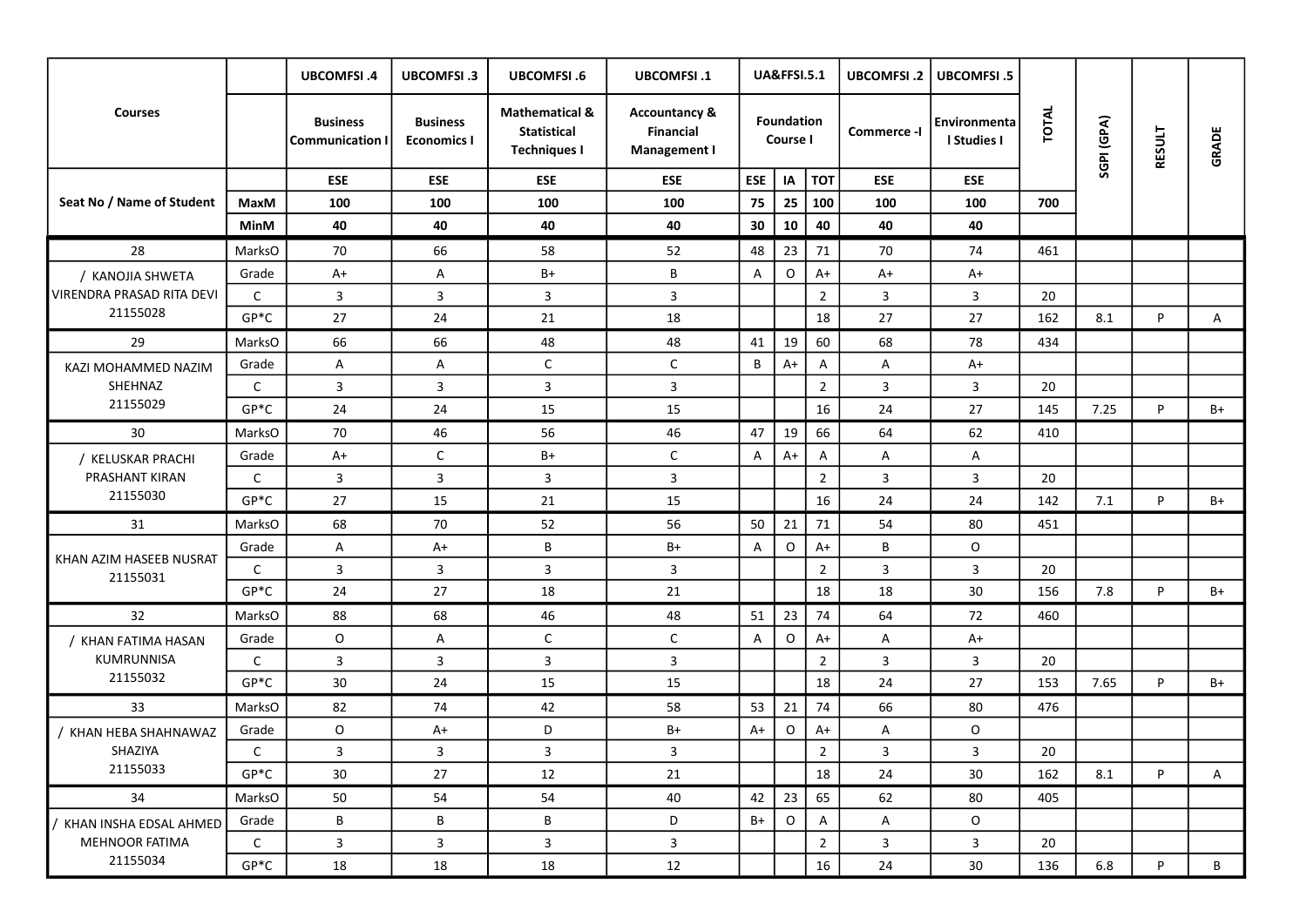| Courses | | UBCOMFSI .4 | UBCOMFSI .3 | UBCOMFSI .6 | UBCOMFSI .1 | UA&FFSI.5.1 | | | UBCOMFSI .2 | UBCOMFSI .5 | TOTAL | SGPI (GPA) | RESULT | GRADE |
|---|---|---|---|---|---|---|---|---|---|---|---|---|---|---|
| | | Business Communication I | Business Economics I | Mathematical & Statistical Techniques I | Accountancy & Financial Management I | Foundation Course I | | | Commerce -I | Environmental Studies I | | | | |
| | | ESE | ESE | ESE | ESE | ESE | IA | TOT | ESE | ESE | | | | |
| Seat No / Name of Student | MaxM | 100 | 100 | 100 | 100 | 75 | 25 | 100 | 100 | 100 | 700 | | | |
| | MinM | 40 | 40 | 40 | 40 | 30 | 10 | 40 | 40 | 40 | | | | |
| 28 | MarksO | 70 | 66 | 58 | 52 | 48 | 23 | 71 | 70 | 74 | 461 | | | |
| / KANOJIA SHWETA VIRENDRA PRASAD RITA DEVI 21155028 | Grade | A+ | A | B+ | B | A | O | A+ | A+ | A+ | | | | |
| | C | 3 | 3 | 3 | 3 | | | 2 | 3 | 3 | 20 | | | |
| | GP*C | 27 | 24 | 21 | 18 | | | 18 | 27 | 27 | 162 | 8.1 | P | A |
| 29 | MarksO | 66 | 66 | 48 | 48 | 41 | 19 | 60 | 68 | 78 | 434 | | | |
| KAZI MOHAMMED NAZIM SHEHNAZ 21155029 | Grade | A | A | C | C | B | A+ | A | A | A+ | | | | |
| | C | 3 | 3 | 3 | 3 | | | 2 | 3 | 3 | 20 | | | |
| | GP*C | 24 | 24 | 15 | 15 | | | 16 | 24 | 27 | 145 | 7.25 | P | B+ |
| 30 | MarksO | 70 | 46 | 56 | 46 | 47 | 19 | 66 | 64 | 62 | 410 | | | |
| / KELUSKAR PRACHI PRASHANT KIRAN 21155030 | Grade | A+ | C | B+ | C | A | A+ | A | A | A | | | | |
| | C | 3 | 3 | 3 | 3 | | | 2 | 3 | 3 | 20 | | | |
| | GP*C | 27 | 15 | 21 | 15 | | | 16 | 24 | 24 | 142 | 7.1 | P | B+ |
| 31 | MarksO | 68 | 70 | 52 | 56 | 50 | 21 | 71 | 54 | 80 | 451 | | | |
| KHAN AZIM HASEEB NUSRAT 21155031 | Grade | A | A+ | B | B+ | A | O | A+ | B | O | | | | |
| | C | 3 | 3 | 3 | 3 | | | 2 | 3 | 3 | 20 | | | |
| | GP*C | 24 | 27 | 18 | 21 | | | 18 | 18 | 30 | 156 | 7.8 | P | B+ |
| 32 | MarksO | 88 | 68 | 46 | 48 | 51 | 23 | 74 | 64 | 72 | 460 | | | |
| / KHAN FATIMA HASAN KUMRUNNISA 21155032 | Grade | O | A | C | C | A | O | A+ | A | A+ | | | | |
| | C | 3 | 3 | 3 | 3 | | | 2 | 3 | 3 | 20 | | | |
| | GP*C | 30 | 24 | 15 | 15 | | | 18 | 24 | 27 | 153 | 7.65 | P | B+ |
| 33 | MarksO | 82 | 74 | 42 | 58 | 53 | 21 | 74 | 66 | 80 | 476 | | | |
| / KHAN HEBA SHAHNAWAZ SHAZIYA 21155033 | Grade | O | A+ | D | B+ | A+ | O | A+ | A | O | | | | |
| | C | 3 | 3 | 3 | 3 | | | 2 | 3 | 3 | 20 | | | |
| | GP*C | 30 | 27 | 12 | 21 | | | 18 | 24 | 30 | 162 | 8.1 | P | A |
| 34 | MarksO | 50 | 54 | 54 | 40 | 42 | 23 | 65 | 62 | 80 | 405 | | | |
| / KHAN INSHA EDSAL AHMED MEHNOOR FATIMA 21155034 | Grade | B | B | B | D | B+ | O | A | A | O | | | | |
| | C | 3 | 3 | 3 | 3 | | | 2 | 3 | 3 | 20 | | | |
| | GP*C | 18 | 18 | 18 | 12 | | | 16 | 24 | 30 | 136 | 6.8 | P | B |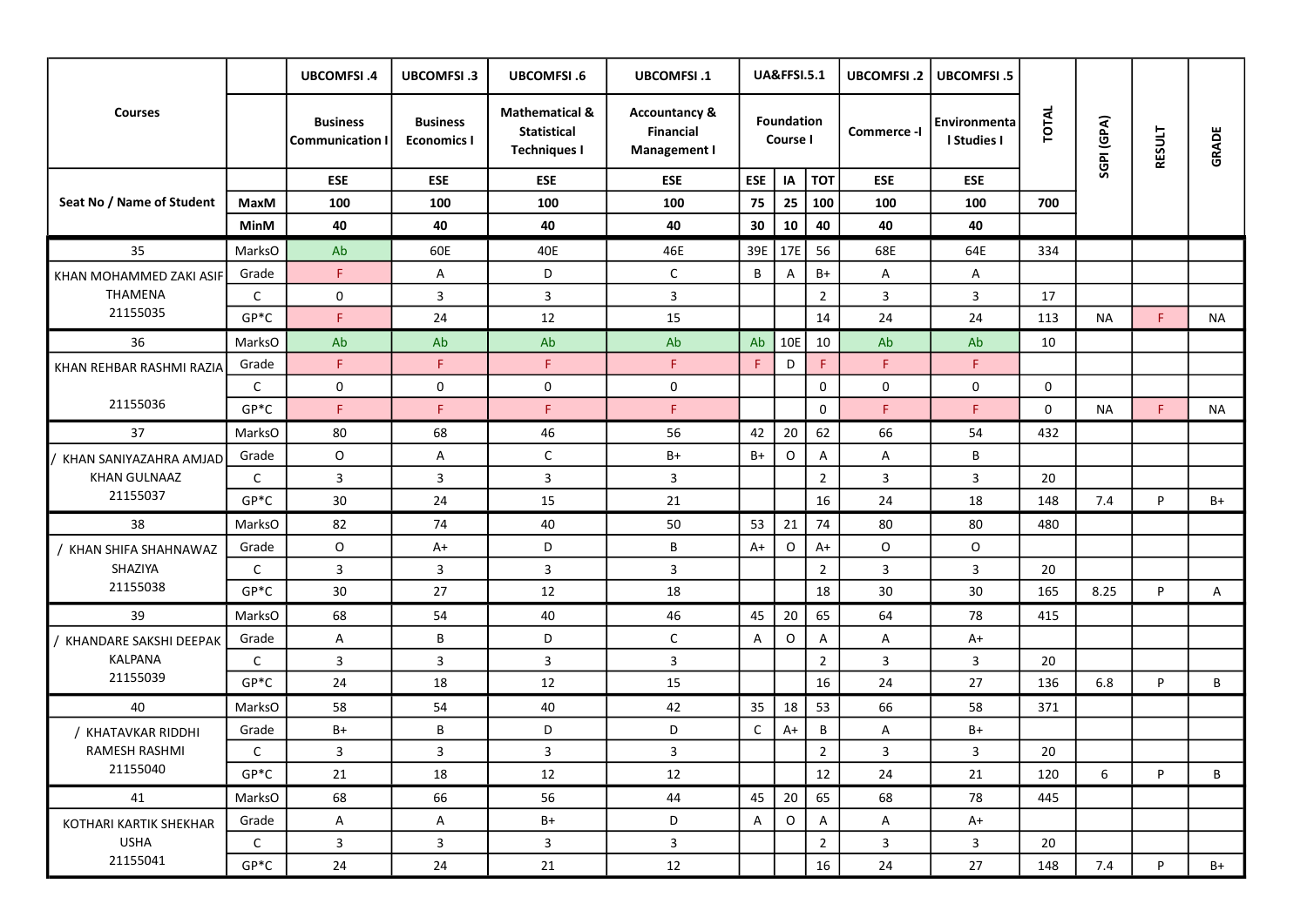| Courses | | UBCOMFSI .4 | UBCOMFSI .3 | UBCOMFSI .6 | UBCOMFSI .1 | UA&FFSI.5.1 | | | UBCOMFSI .2 | UBCOMFSI .5 | TOTAL | SGPI (GPA) | RESULT | GRADE |
|---|---|---|---|---|---|---|---|---|---|---|---|---|---|---|
| | | Business Communication I | Business Economics I | Mathematical & Statistical Techniques I | Accountancy & Financial Management I | Foundation Course I | | | Commerce -I | Environmental Studies I | | | | |
| Seat No / Name of Student | | ESE | ESE | ESE | ESE | ESE | IA | TOT | ESE | ESE | | | | |
| | MaxM | 100 | 100 | 100 | 100 | 75 | 25 | 100 | 100 | 100 | 700 | | | |
| | MinM | 40 | 40 | 40 | 40 | 30 | 10 | 40 | 40 | 40 | | | | |
| 35 | MarksO | Ab | 60E | 40E | 46E | 39E | 17E | 56 | 68E | 64E | 334 | | | |
| KHAN MOHAMMED ZAKI ASIF THAMENA | Grade | F | A | D | C | B | A | B+ | A | A | | | | |
| 21155035 | C | 0 | 3 | 3 | 3 | | | 2 | 3 | 3 | 17 | | | |
| | GP*C | F | 24 | 12 | 15 | | | 14 | 24 | 24 | 113 | NA | F | NA |
| 36 | MarksO | Ab | Ab | Ab | Ab | Ab | 10E | 10 | Ab | Ab | 10 | | | |
| KHAN REHBAR RASHMI RAZIA | Grade | F | F | F | F | F | D | F | F | F | | | | |
| | C | 0 | 0 | 0 | 0 | | | 0 | 0 | 0 | 0 | | | |
| 21155036 | GP*C | F | F | F | F | | | 0 | F | F | 0 | NA | F | NA |
| 37 | MarksO | 80 | 68 | 46 | 56 | 42 | 20 | 62 | 66 | 54 | 432 | | | |
| / KHAN SANIYAZAHRA AMJAD KHAN GULNAAZ | Grade | O | A | C | B+ | B+ | O | A | A | B | | | | |
| 21155037 | C | 3 | 3 | 3 | 3 | | | 2 | 3 | 3 | 20 | | | |
| | GP*C | 30 | 24 | 15 | 21 | | | 16 | 24 | 18 | 148 | 7.4 | P | B+ |
| 38 | MarksO | 82 | 74 | 40 | 50 | 53 | 21 | 74 | 80 | 80 | 480 | | | |
| / KHAN SHIFA SHAHNAWAZ SHAZIYA | Grade | O | A+ | D | B | A+ | O | A+ | O | O | | | | |
| 21155038 | C | 3 | 3 | 3 | 3 | | | 2 | 3 | 3 | 20 | | | |
| | GP*C | 30 | 27 | 12 | 18 | | | 18 | 30 | 30 | 165 | 8.25 | P | A |
| 39 | MarksO | 68 | 54 | 40 | 46 | 45 | 20 | 65 | 64 | 78 | 415 | | | |
| / KHANDARE SAKSHI DEEPAK KALPANA | Grade | A | B | D | C | A | O | A | A | A+ | | | | |
| 21155039 | C | 3 | 3 | 3 | 3 | | | 2 | 3 | 3 | 20 | | | |
| | GP*C | 24 | 18 | 12 | 15 | | | 16 | 24 | 27 | 136 | 6.8 | P | B |
| 40 | MarksO | 58 | 54 | 40 | 42 | 35 | 18 | 53 | 66 | 58 | 371 | | | |
| / KHATAVKAR RIDDHI RAMESH RASHMI | Grade | B+ | B | D | D | C | A+ | B | A | B+ | | | | |
| 21155040 | C | 3 | 3 | 3 | 3 | | | 2 | 3 | 3 | 20 | | | |
| | GP*C | 21 | 18 | 12 | 12 | | | 12 | 24 | 21 | 120 | 6 | P | B |
| 41 | MarksO | 68 | 66 | 56 | 44 | 45 | 20 | 65 | 68 | 78 | 445 | | | |
| KOTHARI KARTIK SHEKHAR USHA | Grade | A | A | B+ | D | A | O | A | A | A+ | | | | |
| 21155041 | C | 3 | 3 | 3 | 3 | | | 2 | 3 | 3 | 20 | | | |
| | GP*C | 24 | 24 | 21 | 12 | | | 16 | 24 | 27 | 148 | 7.4 | P | B+ |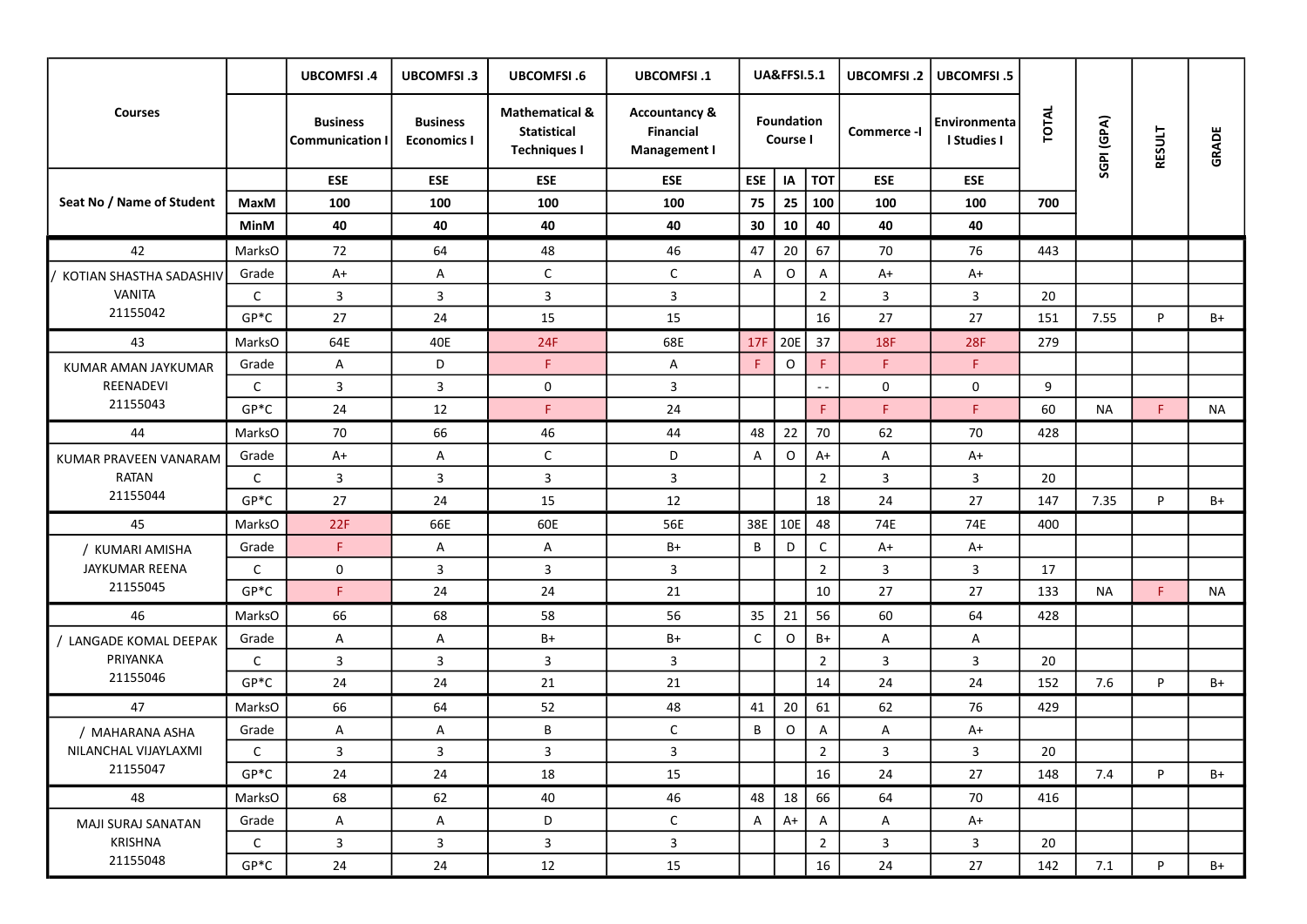| Courses | | UBCOMFSI .4 | UBCOMFSI .3 | UBCOMFSI .6 | UBCOMFSI .1 | UA&FFSI.5.1 | | | UBCOMFSI .2 | UBCOMFSI .5 | TOTAL | SGPI (GPA) | RESULT | GRADE |
|---|---|---|---|---|---|---|---|---|---|---|---|---|---|---|
| | | Business Communication I | Business Economics I | Mathematical & Statistical Techniques I | Accountancy & Financial Management I | Foundation Course I | | | Commerce -I | Environmental Studies I | | | | |
| Seat No / Name of Student | | ESE | ESE | ESE | ESE | ESE | IA | TOT | ESE | ESE | | | | |
| | MaxM | 100 | 100 | 100 | 100 | 75 | 25 | 100 | 100 | 100 | 700 | | | |
| | MinM | 40 | 40 | 40 | 40 | 30 | 10 | 40 | 40 | 40 | | | | |
| 42 | MarksO | 72 | 64 | 48 | 46 | 47 | 20 | 67 | 70 | 76 | 443 | | | |
| / KOTIAN SHASTHA SADASHIV VANITA 21155042 | Grade | A+ | A | C | C | A | O | A | A+ | A+ | | | | |
| | C | 3 | 3 | 3 | 3 | | | 2 | 3 | 3 | 20 | | | |
| | GP*C | 27 | 24 | 15 | 15 | | | 16 | 27 | 27 | 151 | 7.55 | P | B+ |
| 43 | MarksO | 64E | 40E | 24F | 68E | 17F | 20E | 37 | 18F | 28F | 279 | | | |
| KUMAR AMAN JAYKUMAR REENADEVI 21155043 | Grade | A | D | F | A | F | O | F | F | F | | | | |
| | C | 3 | 3 | 0 | 3 | | | - - | 0 | 0 | 9 | | | |
| | GP*C | 24 | 12 | F | 24 | | | F | F | F | 60 | NA | F | NA |
| 44 | MarksO | 70 | 66 | 46 | 44 | 48 | 22 | 70 | 62 | 70 | 428 | | | |
| KUMAR PRAVEEN VANARAM RATAN 21155044 | Grade | A+ | A | C | D | A | O | A+ | A | A+ | | | | |
| | C | 3 | 3 | 3 | 3 | | | 2 | 3 | 3 | 20 | | | |
| | GP*C | 27 | 24 | 15 | 12 | | | 18 | 24 | 27 | 147 | 7.35 | P | B+ |
| 45 | MarksO | 22F | 66E | 60E | 56E | 38E | 10E | 48 | 74E | 74E | 400 | | | |
| / KUMARI AMISHA JAYKUMAR REENA 21155045 | Grade | F | A | A | B+ | B | D | C | A+ | A+ | | | | |
| | C | 0 | 3 | 3 | 3 | | | 2 | 3 | 3 | 17 | | | |
| | GP*C | F | 24 | 24 | 21 | | | 10 | 27 | 27 | 133 | NA | F | NA |
| 46 | MarksO | 66 | 68 | 58 | 56 | 35 | 21 | 56 | 60 | 64 | 428 | | | |
| / LANGADE KOMAL DEEPAK PRIYANKA 21155046 | Grade | A | A | B+ | B+ | C | O | B+ | A | A | | | | |
| | C | 3 | 3 | 3 | 3 | | | 2 | 3 | 3 | 20 | | | |
| | GP*C | 24 | 24 | 21 | 21 | | | 14 | 24 | 24 | 152 | 7.6 | P | B+ |
| 47 | MarksO | 66 | 64 | 52 | 48 | 41 | 20 | 61 | 62 | 76 | 429 | | | |
| / MAHARANA ASHA NILANCHAL VIJAYLAXMI 21155047 | Grade | A | A | B | C | B | O | A | A | A+ | | | | |
| | C | 3 | 3 | 3 | 3 | | | 2 | 3 | 3 | 20 | | | |
| | GP*C | 24 | 24 | 18 | 15 | | | 16 | 24 | 27 | 148 | 7.4 | P | B+ |
| 48 | MarksO | 68 | 62 | 40 | 46 | 48 | 18 | 66 | 64 | 70 | 416 | | | |
| MAJI SURAJ SANATAN KRISHNA 21155048 | Grade | A | A | D | C | A | A+ | A | A | A+ | | | | |
| | C | 3 | 3 | 3 | 3 | | | 2 | 3 | 3 | 20 | | | |
| | GP*C | 24 | 24 | 12 | 15 | | | 16 | 24 | 27 | 142 | 7.1 | P | B+ |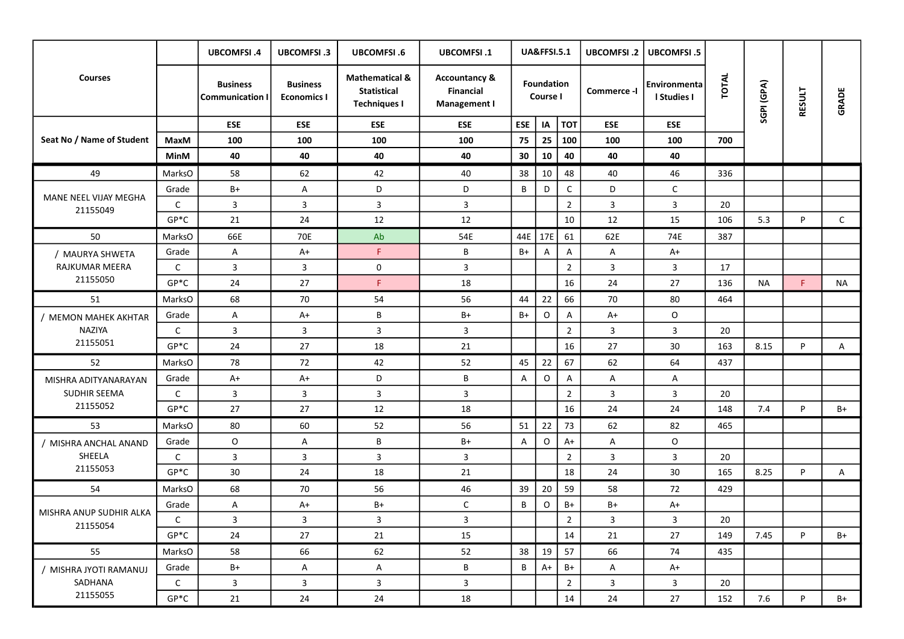| Courses | | UBCOMFSI .4 | UBCOMFSI .3 | UBCOMFSI .6 | UBCOMFSI .1 | UA&FFSI.5.1 | | | UBCOMFSI .2 | UBCOMFSI .5 | TOTAL | SGPI (GPA) | RESULT | GRADE |
|---|---|---|---|---|---|---|---|---|---|---|---|---|---|---|
| | | Business Communication I | Business Economics I | Mathematical & Statistical Techniques I | Accountancy & Financial Management I | Foundation Course I | | | Commerce -I | Environmental Studies I | | | | |
| Seat No / Name of Student | | ESE | ESE | ESE | ESE | ESE | IA | TOT | ESE | ESE | | | | |
| | MaxM | 100 | 100 | 100 | 100 | 75 | 25 | 100 | 100 | 100 | 700 | | | |
| | MinM | 40 | 40 | 40 | 40 | 30 | 10 | 40 | 40 | 40 | | | | |
| 49 | MarksO | 58 | 62 | 42 | 40 | 38 | 10 | 48 | 40 | 46 | 336 | | | |
| MANE NEEL VIJAY MEGHA 21155049 | Grade | B+ | A | D | D | B | D | C | D | C | | | | |
| | C | 3 | 3 | 3 | 3 | | | 2 | 3 | 3 | 20 | | | |
| | GP*C | 21 | 24 | 12 | 12 | | | 10 | 12 | 15 | 106 | 5.3 | P | C |
| 50 | MarksO | 66E | 70E | Ab | 54E | 44E | 17E | 61 | 62E | 74E | 387 | | | |
| / MAURYA SHWETA RAJKUMAR MEERA 21155050 | Grade | A | A+ | F | B | B+ | A | A | A | A+ | | | | |
| | C | 3 | 3 | 0 | 3 | | | 2 | 3 | 3 | 17 | | | |
| | GP*C | 24 | 27 | F | 18 | | | 16 | 24 | 27 | 136 | NA | F | NA |
| 51 | MarksO | 68 | 70 | 54 | 56 | 44 | 22 | 66 | 70 | 80 | 464 | | | |
| / MEMON MAHEK AKHTAR NAZIYA 21155051 | Grade | A | A+ | B | B+ | B+ | O | A | A+ | O | | | | |
| | C | 3 | 3 | 3 | 3 | | | 2 | 3 | 3 | 20 | | | |
| | GP*C | 24 | 27 | 18 | 21 | | | 16 | 27 | 30 | 163 | 8.15 | P | A |
| 52 | MarksO | 78 | 72 | 42 | 52 | 45 | 22 | 67 | 62 | 64 | 437 | | | |
| MISHRA ADITYANARAYAN SUDHIR SEEMA 21155052 | Grade | A+ | A+ | D | B | A | O | A | A | A | | | | |
| | C | 3 | 3 | 3 | 3 | | | 2 | 3 | 3 | 20 | | | |
| | GP*C | 27 | 27 | 12 | 18 | | | 16 | 24 | 24 | 148 | 7.4 | P | B+ |
| 53 | MarksO | 80 | 60 | 52 | 56 | 51 | 22 | 73 | 62 | 82 | 465 | | | |
| / MISHRA ANCHAL ANAND SHEELA 21155053 | Grade | O | A | B | B+ | A | O | A+ | A | O | | | | |
| | C | 3 | 3 | 3 | 3 | | | 2 | 3 | 3 | 20 | | | |
| | GP*C | 30 | 24 | 18 | 21 | | | 18 | 24 | 30 | 165 | 8.25 | P | A |
| 54 | MarksO | 68 | 70 | 56 | 46 | 39 | 20 | 59 | 58 | 72 | 429 | | | |
| MISHRA ANUP SUDHIR ALKA 21155054 | Grade | A | A+ | B+ | C | B | O | B+ | B+ | A+ | | | | |
| | C | 3 | 3 | 3 | 3 | | | 2 | 3 | 3 | 20 | | | |
| | GP*C | 24 | 27 | 21 | 15 | | | 14 | 21 | 27 | 149 | 7.45 | P | B+ |
| 55 | MarksO | 58 | 66 | 62 | 52 | 38 | 19 | 57 | 66 | 74 | 435 | | | |
| / MISHRA JYOTI RAMANUJ SADHANA 21155055 | Grade | B+ | A | A | B | B | A+ | B+ | A | A+ | | | | |
| | C | 3 | 3 | 3 | 3 | | | 2 | 3 | 3 | 20 | | | |
| | GP*C | 21 | 24 | 24 | 18 | | | 14 | 24 | 27 | 152 | 7.6 | P | B+ |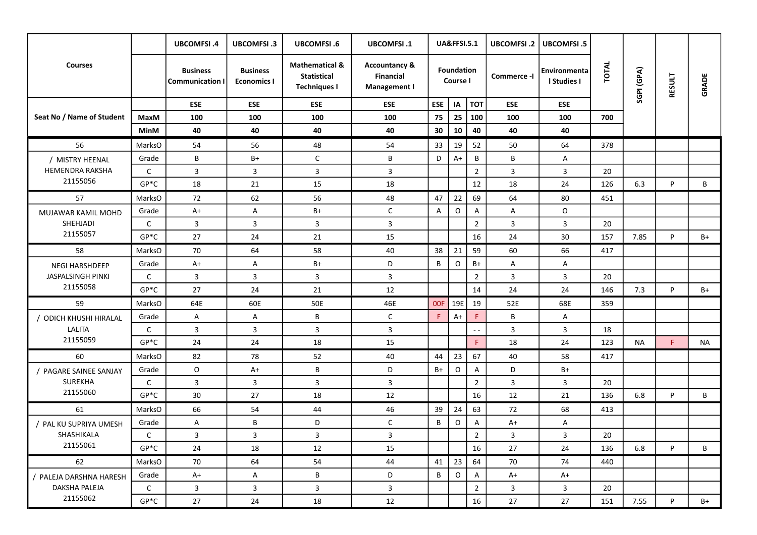| Courses | | UBCOMFSI .4 | UBCOMFSI .3 | UBCOMFSI .6 | UBCOMFSI .1 | UA&FFSI.5.1 | | | UBCOMFSI .2 | UBCOMFSI .5 | TOTAL | SGPI (GPA) | RESULT | GRADE |
|---|---|---|---|---|---|---|---|---|---|---|---|---|---|---|
| | | Business Communication I | Business Economics I | Mathematical & Statistical Techniques I | Accountancy & Financial Management I | Foundation Course I | | | Commerce -I | Environmental Studies I | | | | |
| Seat No / Name of Student | | ESE | ESE | ESE | ESE | ESE | IA | TOT | ESE | ESE | | | | |
| | MaxM | 100 | 100 | 100 | 100 | 75 | 25 | 100 | 100 | 100 | 700 | | | |
| | MinM | 40 | 40 | 40 | 40 | 30 | 10 | 40 | 40 | 40 | | | | |
| 56 | MarksO | 54 | 56 | 48 | 54 | 33 | 19 | 52 | 50 | 64 | 378 | | | |
| / MISTRY HEENAL HEMENDRA RAKSHA 21155056 | Grade | B | B+ | C | B | D | A+ | B | B | A | | | | |
| | C | 3 | 3 | 3 | 3 | | | 2 | 3 | 3 | 20 | | | |
| | GP*C | 18 | 21 | 15 | 18 | | | 12 | 18 | 24 | 126 | 6.3 | P | B |
| 57 | MarksO | 72 | 62 | 56 | 48 | 47 | 22 | 69 | 64 | 80 | 451 | | | |
| MUJAWAR KAMIL MOHD SHEHJADI 21155057 | Grade | A+ | A | B+ | C | A | O | A | A | O | | | | |
| | C | 3 | 3 | 3 | 3 | | | 2 | 3 | 3 | 20 | | | |
| | GP*C | 27 | 24 | 21 | 15 | | | 16 | 24 | 30 | 157 | 7.85 | P | B+ |
| 58 | MarksO | 70 | 64 | 58 | 40 | 38 | 21 | 59 | 60 | 66 | 417 | | | |
| NEGI HARSHDEEP JASPALSINGH PINKI 21155058 | Grade | A+ | A | B+ | D | B | O | B+ | A | A | | | | |
| | C | 3 | 3 | 3 | 3 | | | 2 | 3 | 3 | 20 | | | |
| | GP*C | 27 | 24 | 21 | 12 | | | 14 | 24 | 24 | 146 | 7.3 | P | B+ |
| 59 | MarksO | 64E | 60E | 50E | 46E | 00F | 19E | 19 | 52E | 68E | 359 | | | |
| / ODICH KHUSHI HIRALAL LALITA 21155059 | Grade | A | A | B | C | F | A+ | F | B | A | | | | |
| | C | 3 | 3 | 3 | 3 | | | - - | 3 | 3 | 18 | | | |
| | GP*C | 24 | 24 | 18 | 15 | | | F | 18 | 24 | 123 | NA | F | NA |
| 60 | MarksO | 82 | 78 | 52 | 40 | 44 | 23 | 67 | 40 | 58 | 417 | | | |
| / PAGARE SAINEE SANJAY SUREKHA 21155060 | Grade | O | A+ | B | D | B+ | O | A | D | B+ | | | | |
| | C | 3 | 3 | 3 | 3 | | | 2 | 3 | 3 | 20 | | | |
| | GP*C | 30 | 27 | 18 | 12 | | | 16 | 12 | 21 | 136 | 6.8 | P | B |
| 61 | MarksO | 66 | 54 | 44 | 46 | 39 | 24 | 63 | 72 | 68 | 413 | | | |
| / PAL KU SUPRIYA UMESH SHASHIKALA 21155061 | Grade | A | B | D | C | B | O | A | A+ | A | | | | |
| | C | 3 | 3 | 3 | 3 | | | 2 | 3 | 3 | 20 | | | |
| | GP*C | 24 | 18 | 12 | 15 | | | 16 | 27 | 24 | 136 | 6.8 | P | B |
| 62 | MarksO | 70 | 64 | 54 | 44 | 41 | 23 | 64 | 70 | 74 | 440 | | | |
| / PALEJA DARSHNA HARESH DAKSHA PALEJA 21155062 | Grade | A+ | A | B | D | B | O | A | A+ | A+ | | | | |
| | C | 3 | 3 | 3 | 3 | | | 2 | 3 | 3 | 20 | | | |
| | GP*C | 27 | 24 | 18 | 12 | | | 16 | 27 | 27 | 151 | 7.55 | P | B+ |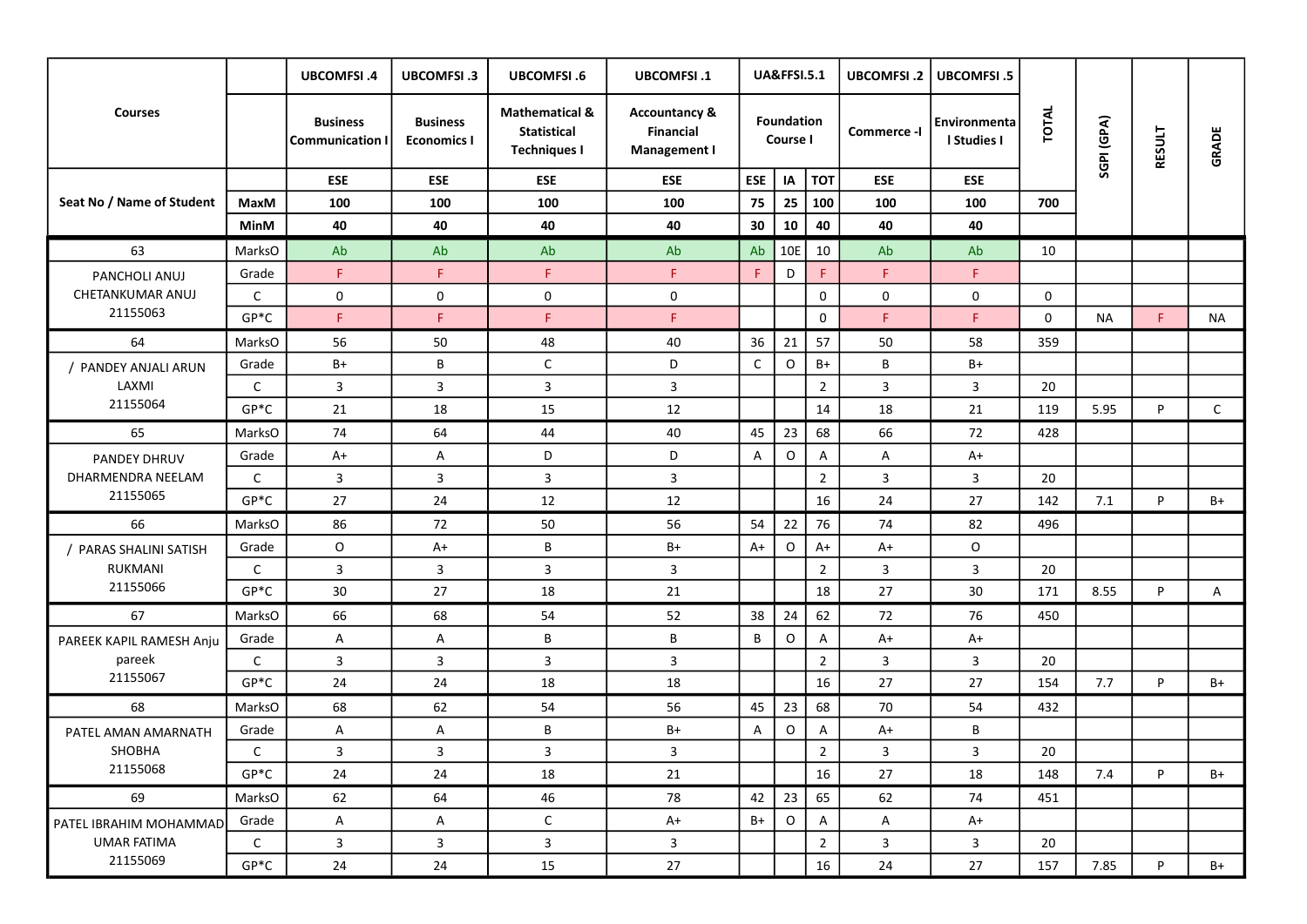| Courses | | UBCOMFSI .4 | UBCOMFSI .3 | UBCOMFSI .6 | UBCOMFSI .1 | UA&FFSI.5.1 | | | UBCOMFSI .2 | UBCOMFSI .5 | TOTAL | SGPI (GPA) | RESULT | GRADE |
|---|---|---|---|---|---|---|---|---|---|---|---|---|---|---|
| | | Business Communication I | Business Economics I | Mathematical & Statistical Techniques I | Accountancy & Financial Management I | Foundation Course I | | | Commerce -I | Environmental Studies I | | | | |
| Seat No / Name of Student | | ESE | ESE | ESE | ESE | ESE | IA | TOT | ESE | ESE | | | | |
| | MaxM | 100 | 100 | 100 | 100 | 75 | 25 | 100 | 100 | 100 | 700 | | | |
| | MinM | 40 | 40 | 40 | 40 | 30 | 10 | 40 | 40 | 40 | | | | |
| 63 | MarksO | Ab | Ab | Ab | Ab | Ab | 10E | 10 | Ab | Ab | 10 | | | |
| PANCHOLI ANUJ CHETANKUMAR ANUJ 21155063 | Grade | F | F | F | F | F | D | F | F | F | | | | |
| | C | 0 | 0 | 0 | 0 | | | 0 | 0 | 0 | 0 | | | |
| | GP*C | F | F | F | F | | | 0 | F | F | 0 | NA | F | NA |
| 64 | MarksO | 56 | 50 | 48 | 40 | 36 | 21 | 57 | 50 | 58 | 359 | | | |
| / PANDEY ANJALI ARUN LAXMI 21155064 | Grade | B+ | B | C | D | C | O | B+ | B | B+ | | | | |
| | C | 3 | 3 | 3 | 3 | | | 2 | 3 | 3 | 20 | | | |
| | GP*C | 21 | 18 | 15 | 12 | | | 14 | 18 | 21 | 119 | 5.95 | P | C |
| 65 | MarksO | 74 | 64 | 44 | 40 | 45 | 23 | 68 | 66 | 72 | 428 | | | |
| PANDEY DHRUV DHARMENDRA NEELAM 21155065 | Grade | A+ | A | D | D | A | O | A | A | A+ | | | | |
| | C | 3 | 3 | 3 | 3 | | | 2 | 3 | 3 | 20 | | | |
| | GP*C | 27 | 24 | 12 | 12 | | | 16 | 24 | 27 | 142 | 7.1 | P | B+ |
| 66 | MarksO | 86 | 72 | 50 | 56 | 54 | 22 | 76 | 74 | 82 | 496 | | | |
| / PARAS SHALINI SATISH RUKMANI 21155066 | Grade | O | A+ | B | B+ | A+ | O | A+ | A+ | O | | | | |
| | C | 3 | 3 | 3 | 3 | | | 2 | 3 | 3 | 20 | | | |
| | GP*C | 30 | 27 | 18 | 21 | | | 18 | 27 | 30 | 171 | 8.55 | P | A |
| 67 | MarksO | 66 | 68 | 54 | 52 | 38 | 24 | 62 | 72 | 76 | 450 | | | |
| PAREEK KAPIL RAMESH Anju pareek 21155067 | Grade | A | A | B | B | B | O | A | A+ | A+ | | | | |
| | C | 3 | 3 | 3 | 3 | | | 2 | 3 | 3 | 20 | | | |
| | GP*C | 24 | 24 | 18 | 18 | | | 16 | 27 | 27 | 154 | 7.7 | P | B+ |
| 68 | MarksO | 68 | 62 | 54 | 56 | 45 | 23 | 68 | 70 | 54 | 432 | | | |
| PATEL AMAN AMARNATH SHOBHA 21155068 | Grade | A | A | B | B+ | A | O | A | A+ | B | | | | |
| | C | 3 | 3 | 3 | 3 | | | 2 | 3 | 3 | 20 | | | |
| | GP*C | 24 | 24 | 18 | 21 | | | 16 | 27 | 18 | 148 | 7.4 | P | B+ |
| 69 | MarksO | 62 | 64 | 46 | 78 | 42 | 23 | 65 | 62 | 74 | 451 | | | |
| PATEL IBRAHIM MOHAMMAD UMAR FATIMA 21155069 | Grade | A | A | C | A+ | B+ | O | A | A | A+ | | | | |
| | C | 3 | 3 | 3 | 3 | | | 2 | 3 | 3 | 20 | | | |
| | GP*C | 24 | 24 | 15 | 27 | | | 16 | 24 | 27 | 157 | 7.85 | P | B+ |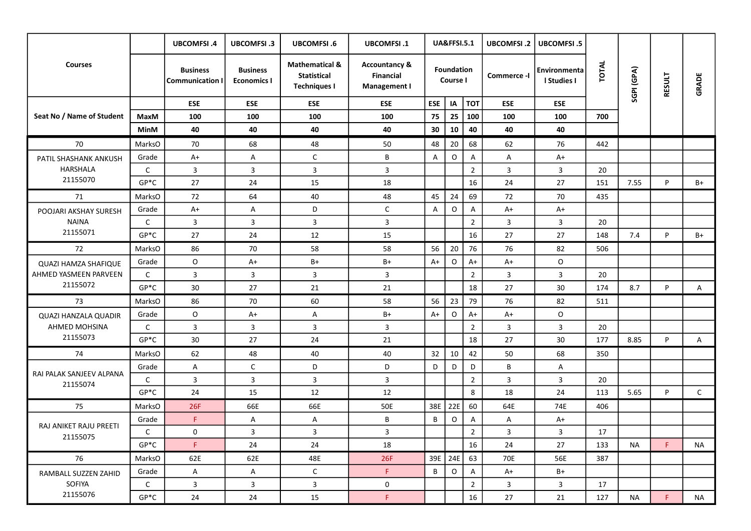| Courses | | UBCOMFSI .4 | UBCOMFSI .3 | UBCOMFSI .6 | UBCOMFSI .1 | UA&FFSI.5.1 | | | UBCOMFSI .2 | UBCOMFSI .5 | TOTAL | SGPI (GPA) | RESULT | GRADE |
|---|---|---|---|---|---|---|---|---|---|---|---|---|---|---|
| | | Business Communication I | Business Economics I | Mathematical & Statistical Techniques I | Accountancy & Financial Management I | Foundation Course I | | | Commerce -I | Environmental Studies I | | | | |
| Seat No / Name of Student | | ESE | ESE | ESE | ESE | ESE | IA | TOT | ESE | ESE | | | | |
| | MaxM | 100 | 100 | 100 | 100 | 75 | 25 | 100 | 100 | 100 | 700 | | | |
| | MinM | 40 | 40 | 40 | 40 | 30 | 10 | 40 | 40 | 40 | | | | |
| 70 | MarksO | 70 | 68 | 48 | 50 | 48 | 20 | 68 | 62 | 76 | 442 | | | |
| PATIL SHASHANK ANKUSH HARSHALA 21155070 | Grade | A+ | A | C | B | A | O | A | A | A+ | | | | |
| | C | 3 | 3 | 3 | 3 | | | 2 | 3 | 3 | 20 | | | |
| | GP*C | 27 | 24 | 15 | 18 | | | 16 | 24 | 27 | 151 | 7.55 | P | B+ |
| 71 | MarksO | 72 | 64 | 40 | 48 | 45 | 24 | 69 | 72 | 70 | 435 | | | |
| POOJARI AKSHAY SURESH NAINA 21155071 | Grade | A+ | A | D | C | A | O | A | A+ | A+ | | | | |
| | C | 3 | 3 | 3 | 3 | | | 2 | 3 | 3 | 20 | | | |
| | GP*C | 27 | 24 | 12 | 15 | | | 16 | 27 | 27 | 148 | 7.4 | P | B+ |
| 72 | MarksO | 86 | 70 | 58 | 58 | 56 | 20 | 76 | 76 | 82 | 506 | | | |
| QUAZI HAMZA SHAFIQUE AHMED YASMEEN PARVEEN 21155072 | Grade | O | A+ | B+ | B+ | A+ | O | A+ | A+ | O | | | | |
| | C | 3 | 3 | 3 | 3 | | | 2 | 3 | 3 | 20 | | | |
| | GP*C | 30 | 27 | 21 | 21 | | | 18 | 27 | 30 | 174 | 8.7 | P | A |
| 73 | MarksO | 86 | 70 | 60 | 58 | 56 | 23 | 79 | 76 | 82 | 511 | | | |
| QUAZI HANZALA QUADIR AHMED MOHSINA 21155073 | Grade | O | A+ | A | B+ | A+ | O | A+ | A+ | O | | | | |
| | C | 3 | 3 | 3 | 3 | | | 2 | 3 | 3 | 20 | | | |
| | GP*C | 30 | 27 | 24 | 21 | | | 18 | 27 | 30 | 177 | 8.85 | P | A |
| 74 | MarksO | 62 | 48 | 40 | 40 | 32 | 10 | 42 | 50 | 68 | 350 | | | |
| RAI PALAK SANJEEV ALPANA 21155074 | Grade | A | C | D | D | D | D | D | B | A | | | | |
| | C | 3 | 3 | 3 | 3 | | | 2 | 3 | 3 | 20 | | | |
| | GP*C | 24 | 15 | 12 | 12 | | | 8 | 18 | 24 | 113 | 5.65 | P | C |
| 75 | MarksO | 26F | 66E | 66E | 50E | 38E | 22E | 60 | 64E | 74E | 406 | | | |
| RAJ ANIKET RAJU PREETI 21155075 | Grade | F | A | A | B | B | O | A | A | A+ | | | | |
| | C | 0 | 3 | 3 | 3 | | | 2 | 3 | 3 | 17 | | | |
| | GP*C | F | 24 | 24 | 18 | | | 16 | 24 | 27 | 133 | NA | F | NA |
| 76 | MarksO | 62E | 62E | 48E | 26F | 39E | 24E | 63 | 70E | 56E | 387 | | | |
| RAMBALL SUZZEN ZAHID SOFIYA 21155076 | Grade | A | A | C | F | B | O | A | A+ | B+ | | | | |
| | C | 3 | 3 | 3 | 0 | | | 2 | 3 | 3 | 17 | | | |
| | GP*C | 24 | 24 | 15 | F | | | 16 | 27 | 21 | 127 | NA | F | NA |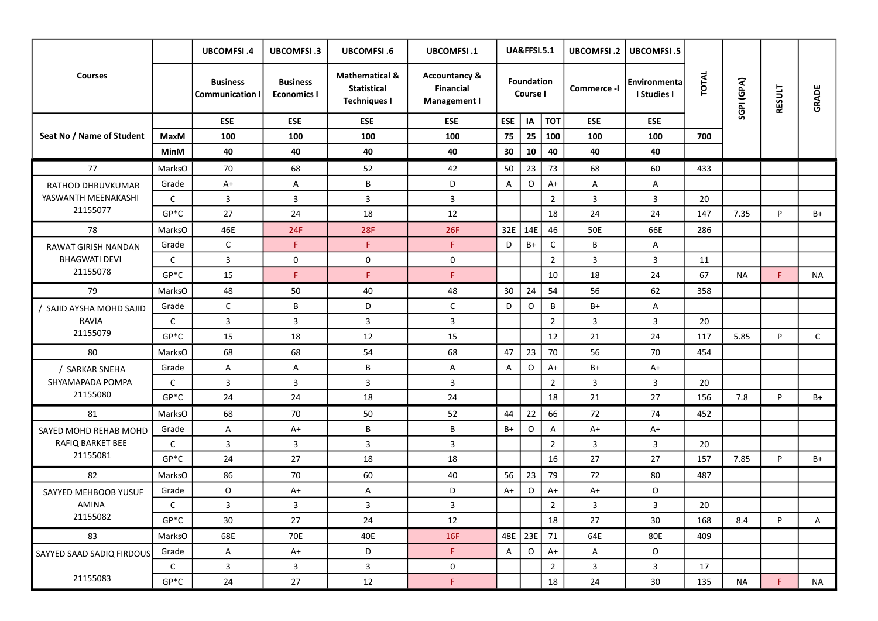| Courses | | UBCOMFSI .4 | UBCOMFSI .3 | UBCOMFSI .6 | UBCOMFSI .1 | UA&FFSI.5.1 | | | UBCOMFSI .2 | UBCOMFSI .5 | TOTAL | SGPI (GPA) | RESULT | GRADE |
|---|---|---|---|---|---|---|---|---|---|---|---|---|---|---|
| | | Business Communication I | Business Economics I | Mathematical & Statistical Techniques I | Accountancy & Financial Management I | Foundation Course I | | | Commerce -I | Environmental Studies I | | | | |
| Seat No / Name of Student | | ESE | ESE | ESE | ESE | ESE | IA | TOT | ESE | ESE | | | | |
| | MaxM | 100 | 100 | 100 | 100 | 75 | 25 | 100 | 100 | 100 | 700 | | | |
| | MinM | 40 | 40 | 40 | 40 | 30 | 10 | 40 | 40 | 40 | | | | |
| 77 | MarksO | 70 | 68 | 52 | 42 | 50 | 23 | 73 | 68 | 60 | 433 | | | |
| RATHOD DHRUVKUMAR YASWANTH MEENAKASHI 21155077 | Grade | A+ | A | B | D | A | O | A+ | A | A | | | | |
| | C | 3 | 3 | 3 | 3 | | | 2 | 3 | 3 | 20 | | | |
| | GP*C | 27 | 24 | 18 | 12 | | | 18 | 24 | 24 | 147 | 7.35 | P | B+ |
| 78 | MarksO | 46E | 24F | 28F | 26F | 32E | 14E | 46 | 50E | 66E | 286 | | | |
| RAWAT GIRISH NANDAN BHAGWATI DEVI 21155078 | Grade | C | F | F | F | D | B+ | C | B | A | | | | |
| | C | 3 | 0 | 0 | 0 | | | 2 | 3 | 3 | 11 | | | |
| | GP*C | 15 | F | F | F | | | 10 | 18 | 24 | 67 | NA | F | NA |
| 79 | MarksO | 48 | 50 | 40 | 48 | 30 | 24 | 54 | 56 | 62 | 358 | | | |
| / SAJID AYSHA MOHD SAJID RAVIA 21155079 | Grade | C | B | D | C | D | O | B | B+ | A | | | | |
| | C | 3 | 3 | 3 | 3 | | | 2 | 3 | 3 | 20 | | | |
| | GP*C | 15 | 18 | 12 | 15 | | | 12 | 21 | 24 | 117 | 5.85 | P | C |
| 80 | MarksO | 68 | 68 | 54 | 68 | 47 | 23 | 70 | 56 | 70 | 454 | | | |
| / SARKAR SNEHA SHYAMAPADA POMPA 21155080 | Grade | A | A | B | A | A | O | A+ | B+ | A+ | | | | |
| | C | 3 | 3 | 3 | 3 | | | 2 | 3 | 3 | 20 | | | |
| | GP*C | 24 | 24 | 18 | 24 | | | 18 | 21 | 27 | 156 | 7.8 | P | B+ |
| 81 | MarksO | 68 | 70 | 50 | 52 | 44 | 22 | 66 | 72 | 74 | 452 | | | |
| SAYED MOHD REHAB MOHD RAFIQ BARKET BEE 21155081 | Grade | A | A+ | B | B | B+ | O | A | A+ | A+ | | | | |
| | C | 3 | 3 | 3 | 3 | | | 2 | 3 | 3 | 20 | | | |
| | GP*C | 24 | 27 | 18 | 18 | | | 16 | 27 | 27 | 157 | 7.85 | P | B+ |
| 82 | MarksO | 86 | 70 | 60 | 40 | 56 | 23 | 79 | 72 | 80 | 487 | | | |
| SAYYED MEHBOOB YUSUF AMINA 21155082 | Grade | O | A+ | A | D | A+ | O | A+ | A+ | O | | | | |
| | C | 3 | 3 | 3 | 3 | | | 2 | 3 | 3 | 20 | | | |
| | GP*C | 30 | 27 | 24 | 12 | | | 18 | 27 | 30 | 168 | 8.4 | P | A |
| 83 | MarksO | 68E | 70E | 40E | 16F | 48E | 23E | 71 | 64E | 80E | 409 | | | |
| SAYYED SAAD SADIQ FIRDOUS 21155083 | Grade | A | A+ | D | F | A | O | A+ | A | O | | | | |
| | C | 3 | 3 | 3 | 0 | | | 2 | 3 | 3 | 17 | | | |
| | GP*C | 24 | 27 | 12 | F | | | 18 | 24 | 30 | 135 | NA | F | NA |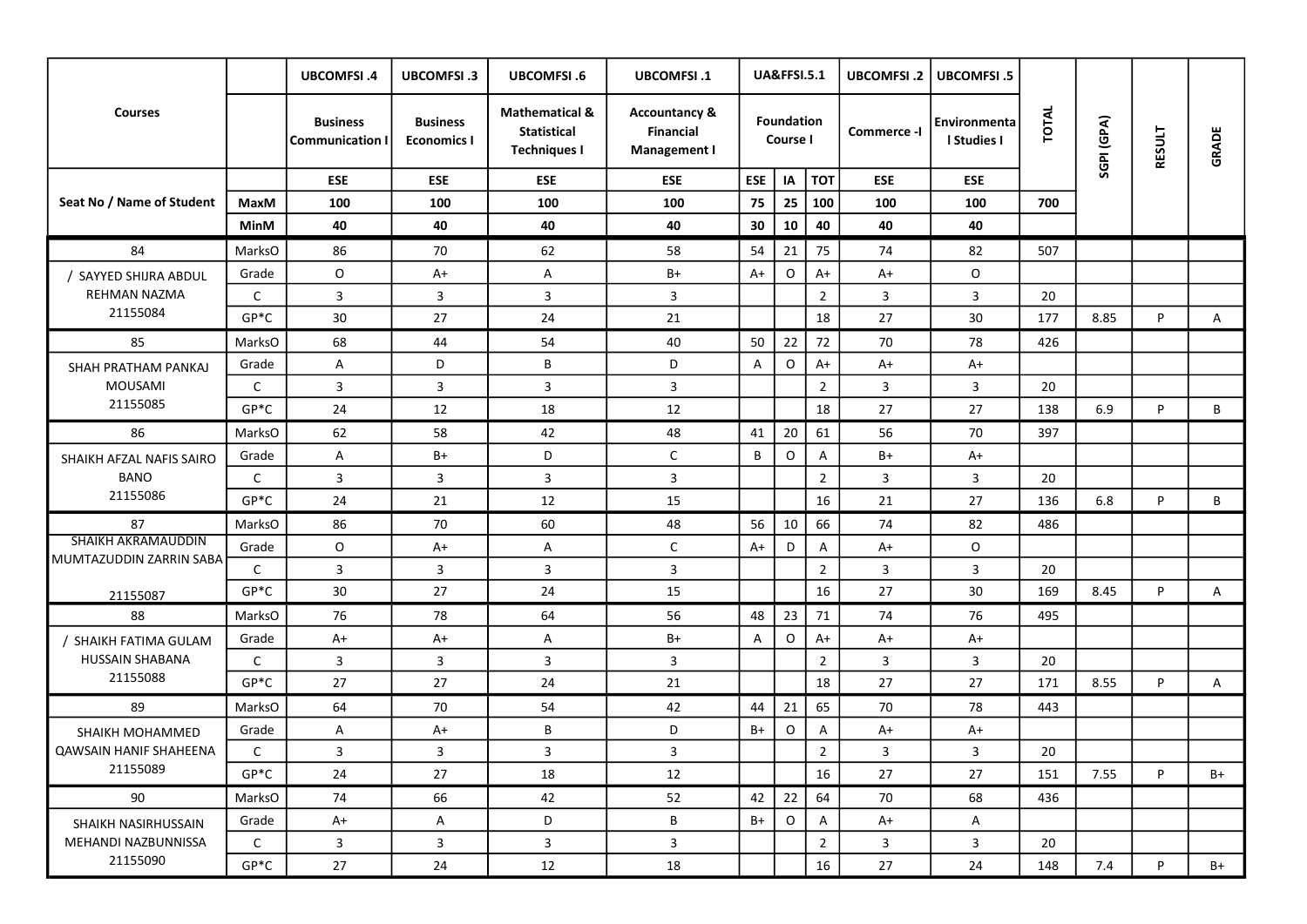| Courses | | UBCOMFSI .4 | UBCOMFSI .3 | UBCOMFSI .6 | UBCOMFSI .1 | UA&FFSI.5.1 | | | UBCOMFSI .2 | UBCOMFSI .5 | TOTAL | SGPI (GPA) | RESULT | GRADE |
|---|---|---|---|---|---|---|---|---|---|---|---|---|---|---|
| | | Business Communication I | Business Economics I | Mathematical & Statistical Techniques I | Accountancy & Financial Management I | Foundation Course I | | | Commerce -I | Environmental Studies I | | | | |
| | | ESE | ESE | ESE | ESE | ESE | IA | TOT | ESE | ESE | | | | |
| Seat No / Name of Student | MaxM | 100 | 100 | 100 | 100 | 75 | 25 | 100 | 100 | 100 | 700 | | | |
| | MinM | 40 | 40 | 40 | 40 | 30 | 10 | 40 | 40 | 40 | | | | |
| 84 | MarksO | 86 | 70 | 62 | 58 | 54 | 21 | 75 | 74 | 82 | 507 | | | |
| / SAYYED SHIJRA ABDUL REHMAN NAZMA | Grade | O | A+ | A | B+ | A+ | O | A+ | A+ | O | | | | |
| | C | 3 | 3 | 3 | 3 | | | 2 | 3 | 3 | 20 | | | |
| 21155084 | GP*C | 30 | 27 | 24 | 21 | | | 18 | 27 | 30 | 177 | 8.85 | P | A |
| 85 | MarksO | 68 | 44 | 54 | 40 | 50 | 22 | 72 | 70 | 78 | 426 | | | |
| SHAH PRATHAM PANKAJ MOUSAMI | Grade | A | D | B | D | A | O | A+ | A+ | A+ | | | | |
| | C | 3 | 3 | 3 | 3 | | | 2 | 3 | 3 | 20 | | | |
| 21155085 | GP*C | 24 | 12 | 18 | 12 | | | 18 | 27 | 27 | 138 | 6.9 | P | B |
| 86 | MarksO | 62 | 58 | 42 | 48 | 41 | 20 | 61 | 56 | 70 | 397 | | | |
| SHAIKH AFZAL NAFIS SAIRO BANO | Grade | A | B+ | D | C | B | O | A | B+ | A+ | | | | |
| | C | 3 | 3 | 3 | 3 | | | 2 | 3 | 3 | 20 | | | |
| 21155086 | GP*C | 24 | 21 | 12 | 15 | | | 16 | 21 | 27 | 136 | 6.8 | P | B |
| 87 | MarksO | 86 | 70 | 60 | 48 | 56 | 10 | 66 | 74 | 82 | 486 | | | |
| SHAIKH AKRAMAUDDIN MUMTAZUDDIN ZARRIN SABA | Grade | O | A+ | A | C | A+ | D | A | A+ | O | | | | |
| | C | 3 | 3 | 3 | 3 | | | 2 | 3 | 3 | 20 | | | |
| 21155087 | GP*C | 30 | 27 | 24 | 15 | | | 16 | 27 | 30 | 169 | 8.45 | P | A |
| 88 | MarksO | 76 | 78 | 64 | 56 | 48 | 23 | 71 | 74 | 76 | 495 | | | |
| / SHAIKH FATIMA GULAM HUSSAIN SHABANA | Grade | A+ | A+ | A | B+ | A | O | A+ | A+ | A+ | | | | |
| | C | 3 | 3 | 3 | 3 | | | 2 | 3 | 3 | 20 | | | |
| 21155088 | GP*C | 27 | 27 | 24 | 21 | | | 18 | 27 | 27 | 171 | 8.55 | P | A |
| 89 | MarksO | 64 | 70 | 54 | 42 | 44 | 21 | 65 | 70 | 78 | 443 | | | |
| SHAIKH MOHAMMED QAWSAIN HANIF SHAHEENA | Grade | A | A+ | B | D | B+ | O | A | A+ | A+ | | | | |
| | C | 3 | 3 | 3 | 3 | | | 2 | 3 | 3 | 20 | | | |
| 21155089 | GP*C | 24 | 27 | 18 | 12 | | | 16 | 27 | 27 | 151 | 7.55 | P | B+ |
| 90 | MarksO | 74 | 66 | 42 | 52 | 42 | 22 | 64 | 70 | 68 | 436 | | | |
| SHAIKH NASIRHUSSAIN MEHANDI NAZBUNNISSA | Grade | A+ | A | D | B | B+ | O | A | A+ | A | | | | |
| | C | 3 | 3 | 3 | 3 | | | 2 | 3 | 3 | 20 | | | |
| 21155090 | GP*C | 27 | 24 | 12 | 18 | | | 16 | 27 | 24 | 148 | 7.4 | P | B+ |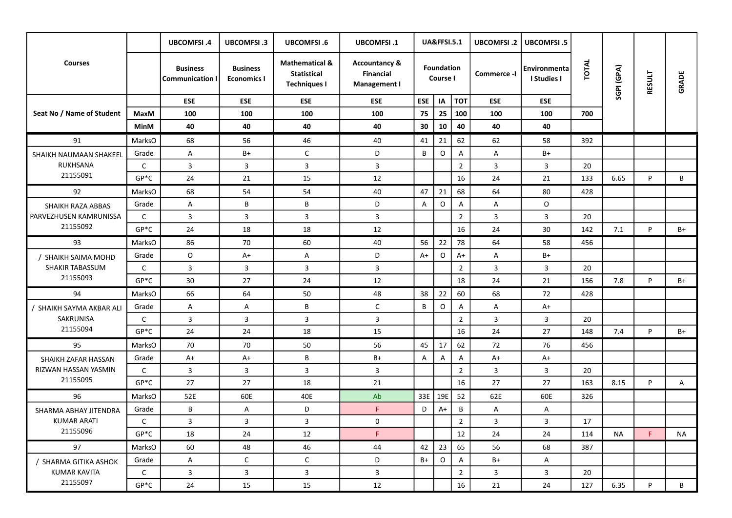| Courses | | UBCOMFSI .4 | UBCOMFSI .3 | UBCOMFSI .6 | UBCOMFSI .1 | UA&FFSI.5.1 | | | UBCOMFSI .2 | UBCOMFSI .5 | TOTAL | SGPI (GPA) | RESULT | GRADE |
|---|---|---|---|---|---|---|---|---|---|---|---|---|---|---|
| | | Business Communication I | Business Economics I | Mathematical & Statistical Techniques I | Accountancy & Financial Management I | Foundation Course I | | | Commerce -I | Environmental Studies I | | | | |
| Seat No / Name of Student | | ESE | ESE | ESE | ESE | ESE | IA | TOT | ESE | ESE | | | | |
| | MaxM | 100 | 100 | 100 | 100 | 75 | 25 | 100 | 100 | 100 | 700 | | | |
| | MinM | 40 | 40 | 40 | 40 | 30 | 10 | 40 | 40 | 40 | | | | |
| 91 | MarksO | 68 | 56 | 46 | 40 | 41 | 21 | 62 | 62 | 58 | 392 | | | |
| SHAIKH NAUMAAN SHAKEEL RUKHSANA | Grade | A | B+ | C | D | B | O | A | A | B+ | | | | |
| 21155091 | C | 3 | 3 | 3 | 3 | | | 2 | 3 | 3 | 20 | | | |
| | GP*C | 24 | 21 | 15 | 12 | | | 16 | 24 | 21 | 133 | 6.65 | P | B |
| 92 | MarksO | 68 | 54 | 54 | 40 | 47 | 21 | 68 | 64 | 80 | 428 | | | |
| SHAIKH RAZA ABBAS PARVEZHUSEN KAMRUNISSA | Grade | A | B | B | D | A | O | A | A | O | | | | |
| 21155092 | C | 3 | 3 | 3 | 3 | | | 2 | 3 | 3 | 20 | | | |
| | GP*C | 24 | 18 | 18 | 12 | | | 16 | 24 | 30 | 142 | 7.1 | P | B+ |
| 93 | MarksO | 86 | 70 | 60 | 40 | 56 | 22 | 78 | 64 | 58 | 456 | | | |
| / SHAIKH SAIMA MOHD SHAKIR TABASSUM | Grade | O | A+ | A | D | A+ | O | A+ | A | B+ | | | | |
| 21155093 | C | 3 | 3 | 3 | 3 | | | 2 | 3 | 3 | 20 | | | |
| | GP*C | 30 | 27 | 24 | 12 | | | 18 | 24 | 21 | 156 | 7.8 | P | B+ |
| 94 | MarksO | 66 | 64 | 50 | 48 | 38 | 22 | 60 | 68 | 72 | 428 | | | |
| / SHAIKH SAYMA AKBAR ALI SAKRUNISA | Grade | A | A | B | C | B | O | A | A | A+ | | | | |
| 21155094 | C | 3 | 3 | 3 | 3 | | | 2 | 3 | 3 | 20 | | | |
| | GP*C | 24 | 24 | 18 | 15 | | | 16 | 24 | 27 | 148 | 7.4 | P | B+ |
| 95 | MarksO | 70 | 70 | 50 | 56 | 45 | 17 | 62 | 72 | 76 | 456 | | | |
| SHAIKH ZAFAR HASSAN RIZWAN HASSAN YASMIN | Grade | A+ | A+ | B | B+ | A | A | A | A+ | A+ | | | | |
| 21155095 | C | 3 | 3 | 3 | 3 | | | 2 | 3 | 3 | 20 | | | |
| | GP*C | 27 | 27 | 18 | 21 | | | 16 | 27 | 27 | 163 | 8.15 | P | A |
| 96 | MarksO | 52E | 60E | 40E | Ab | 33E | 19E | 52 | 62E | 60E | 326 | | | |
| SHARMA ABHAY JITENDRA KUMAR ARATI | Grade | B | A | D | F | D | A+ | B | A | A | | | | |
| 21155096 | C | 3 | 3 | 3 | 0 | | | 2 | 3 | 3 | 17 | | | |
| | GP*C | 18 | 24 | 12 | F | | | 12 | 24 | 24 | 114 | NA | F | NA |
| 97 | MarksO | 60 | 48 | 46 | 44 | 42 | 23 | 65 | 56 | 68 | 387 | | | |
| / SHARMA GITIKA ASHOK KUMAR KAVITA | Grade | A | C | C | D | B+ | O | A | B+ | A | | | | |
| 21155097 | C | 3 | 3 | 3 | 3 | | | 2 | 3 | 3 | 20 | | | |
| | GP*C | 24 | 15 | 15 | 12 | | | 16 | 21 | 24 | 127 | 6.35 | P | B |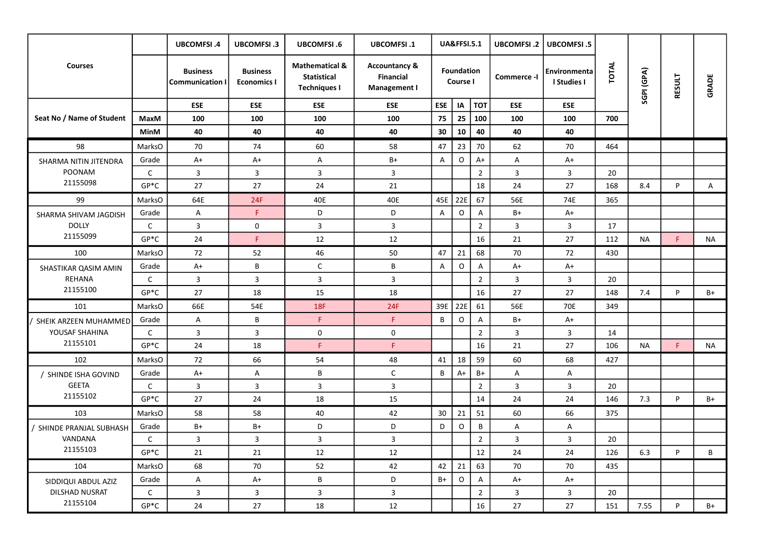| Courses | | UBCOMFSI .4 | UBCOMFSI .3 | UBCOMFSI .6 | UBCOMFSI .1 | UA&FFSI.5.1 | | | UBCOMFSI .2 | UBCOMFSI .5 | TOTAL | SGPI (GPA) | RESULT | GRADE |
|---|---|---|---|---|---|---|---|---|---|---|---|---|---|---|
| | | Business Communication I | Business Economics I | Mathematical & Statistical Techniques I | Accountancy & Financial Management I | Foundation Course I | | | Commerce -I | Environmental Studies I | | | | |
| Seat No / Name of Student | | ESE | ESE | ESE | ESE | ESE | IA | TOT | ESE | ESE | | | | |
| | MaxM | 100 | 100 | 100 | 100 | 75 | 25 | 100 | 100 | 100 | 700 | | | |
| | MinM | 40 | 40 | 40 | 40 | 30 | 10 | 40 | 40 | 40 | | | | |
| 98 | MarksO | 70 | 74 | 60 | 58 | 47 | 23 | 70 | 62 | 70 | 464 | | | |
| SHARMA NITIN JITENDRA POONAM | Grade | A+ | A+ | A | B+ | A | O | A+ | A | A+ | | | | |
| 21155098 | C | 3 | 3 | 3 | 3 | | | 2 | 3 | 3 | 20 | | | |
| | GP*C | 27 | 27 | 24 | 21 | | | 18 | 24 | 27 | 168 | 8.4 | P | A |
| 99 | MarksO | 64E | 24F | 40E | 40E | 45E | 22E | 67 | 56E | 74E | 365 | | | |
| SHARMA SHIVAM JAGDISH DOLLY | Grade | A | F | D | D | A | O | A | B+ | A+ | | | | |
| 21155099 | C | 3 | 0 | 3 | 3 | | | 2 | 3 | 3 | 17 | | | |
| | GP*C | 24 | F | 12 | 12 | | | 16 | 21 | 27 | 112 | NA | F | NA |
| 100 | MarksO | 72 | 52 | 46 | 50 | 47 | 21 | 68 | 70 | 72 | 430 | | | |
| SHASTIKAR QASIM AMIN REHANA | Grade | A+ | B | C | B | A | O | A | A+ | A+ | | | | |
| 21155100 | C | 3 | 3 | 3 | 3 | | | 2 | 3 | 3 | 20 | | | |
| | GP*C | 27 | 18 | 15 | 18 | | | 16 | 27 | 27 | 148 | 7.4 | P | B+ |
| 101 | MarksO | 66E | 54E | 18F | 24F | 39E | 22E | 61 | 56E | 70E | 349 | | | |
| / SHEIK ARZEEN MUHAMMED YOUSAF SHAHINA | Grade | A | B | F | F | B | O | A | B+ | A+ | | | | |
| 21155101 | C | 3 | 3 | 0 | 0 | | | 2 | 3 | 3 | 14 | | | |
| | GP*C | 24 | 18 | F | F | | | 16 | 21 | 27 | 106 | NA | F | NA |
| 102 | MarksO | 72 | 66 | 54 | 48 | 41 | 18 | 59 | 60 | 68 | 427 | | | |
| / SHINDE ISHA GOVIND GEETA | Grade | A+ | A | B | C | B | A+ | B+ | A | A | | | | |
| 21155102 | C | 3 | 3 | 3 | 3 | | | 2 | 3 | 3 | 20 | | | |
| | GP*C | 27 | 24 | 18 | 15 | | | 14 | 24 | 24 | 146 | 7.3 | P | B+ |
| 103 | MarksO | 58 | 58 | 40 | 42 | 30 | 21 | 51 | 60 | 66 | 375 | | | |
| / SHINDE PRANJAL SUBHASH VANDANA | Grade | B+ | B+ | D | D | D | O | B | A | A | | | | |
| 21155103 | C | 3 | 3 | 3 | 3 | | | 2 | 3 | 3 | 20 | | | |
| | GP*C | 21 | 21 | 12 | 12 | | | 12 | 24 | 24 | 126 | 6.3 | P | B |
| 104 | MarksO | 68 | 70 | 52 | 42 | 42 | 21 | 63 | 70 | 70 | 435 | | | |
| SIDDIQUI ABDUL AZIZ DILSHAD NUSRAT | Grade | A | A+ | B | D | B+ | O | A | A+ | A+ | | | | |
| 21155104 | C | 3 | 3 | 3 | 3 | | | 2 | 3 | 3 | 20 | | | |
| | GP*C | 24 | 27 | 18 | 12 | | | 16 | 27 | 27 | 151 | 7.55 | P | B+ |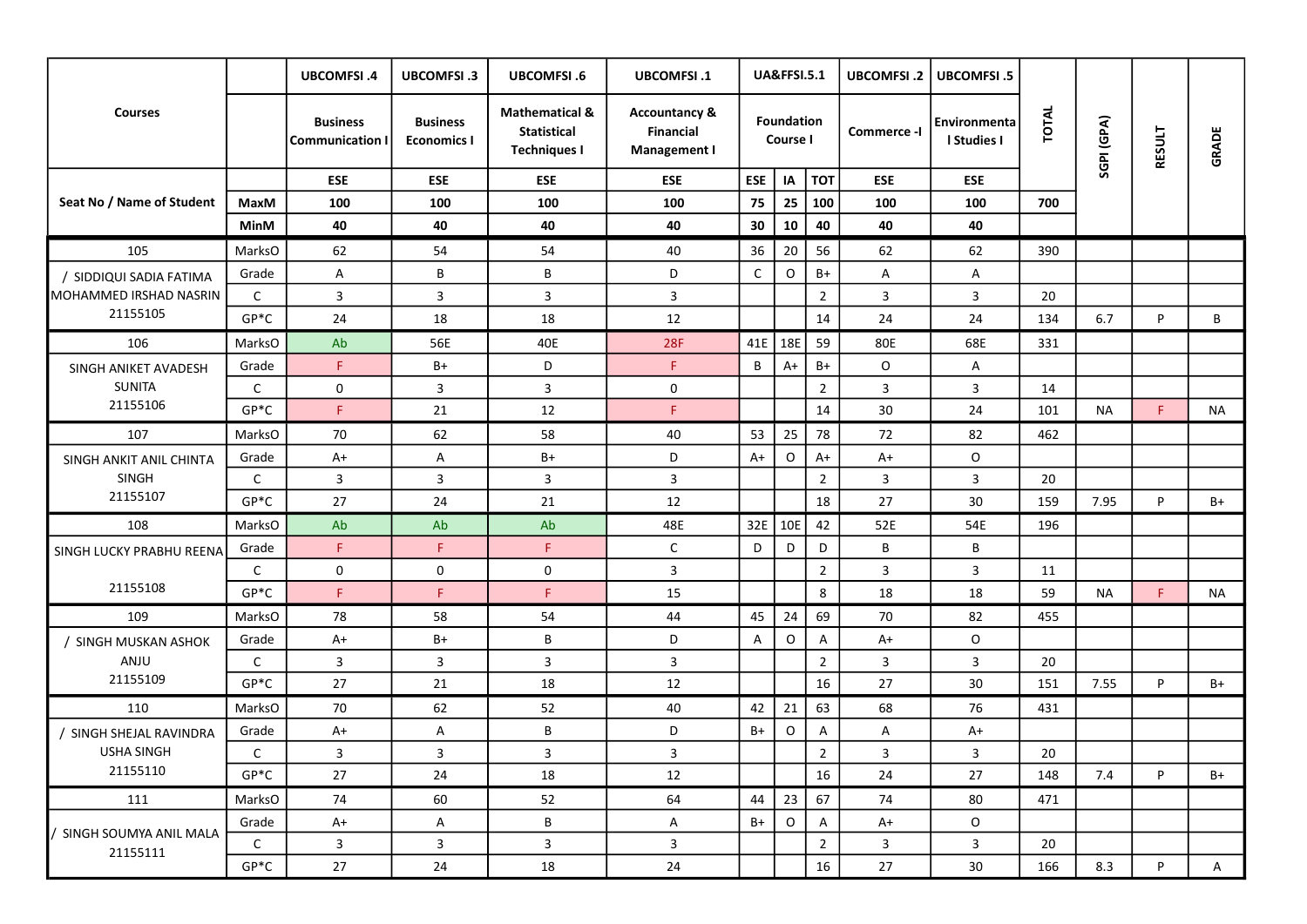| Courses | | UBCOMFSI .4 | UBCOMFSI .3 | UBCOMFSI .6 | UBCOMFSI .1 | UA&FFSI.5.1 | | | UBCOMFSI .2 | UBCOMFSI .5 | TOTAL | SGPI (GPA) | RESULT | GRADE |
|---|---|---|---|---|---|---|---|---|---|---|---|---|---|---|
| | | Business Communication I | Business Economics I | Mathematical & Statistical Techniques I | Accountancy & Financial Management I | Foundation Course I | | | Commerce -I | Environmental Studies I | | | | |
| Seat No / Name of Student | | ESE | ESE | ESE | ESE | ESE | IA | TOT | ESE | ESE | | | | |
| | MaxM | 100 | 100 | 100 | 100 | 75 | 25 | 100 | 100 | 100 | 700 | | | |
| | MinM | 40 | 40 | 40 | 40 | 30 | 10 | 40 | 40 | 40 | | | | |
| 105 | MarksO | 62 | 54 | 54 | 40 | 36 | 20 | 56 | 62 | 62 | 390 | | | |
| / SIDDIQUI SADIA FATIMA MOHAMMED IRSHAD NASRIN | Grade | A | B | B | D | C | O | B+ | A | A | | | | |
| | C | 3 | 3 | 3 | 3 | | | 2 | 3 | 3 | 20 | | | |
| 21155105 | GP*C | 24 | 18 | 18 | 12 | | | 14 | 24 | 24 | 134 | 6.7 | P | B |
| 106 | MarksO | Ab | 56E | 40E | 28F | 41E | 18E | 59 | 80E | 68E | 331 | | | |
| SINGH ANIKET AVADESH SUNITA | Grade | F | B+ | D | F | B | A+ | B+ | O | A | | | | |
| | C | 0 | 3 | 3 | 0 | | | 2 | 3 | 3 | 14 | | | |
| 21155106 | GP*C | F | 21 | 12 | F | | | 14 | 30 | 24 | 101 | NA | F | NA |
| 107 | MarksO | 70 | 62 | 58 | 40 | 53 | 25 | 78 | 72 | 82 | 462 | | | |
| SINGH ANKIT ANIL CHINTA SINGH | Grade | A+ | A | B+ | D | A+ | O | A+ | A+ | O | | | | |
| | C | 3 | 3 | 3 | 3 | | | 2 | 3 | 3 | 20 | | | |
| 21155107 | GP*C | 27 | 24 | 21 | 12 | | | 18 | 27 | 30 | 159 | 7.95 | P | B+ |
| 108 | MarksO | Ab | Ab | Ab | 48E | 32E | 10E | 42 | 52E | 54E | 196 | | | |
| SINGH LUCKY PRABHU REENA | Grade | F | F | F | C | D | D | D | B | B | | | | |
| | C | 0 | 0 | 0 | 3 | | | 2 | 3 | 3 | 11 | | | |
| 21155108 | GP*C | F | F | F | 15 | | | 8 | 18 | 18 | 59 | NA | F | NA |
| 109 | MarksO | 78 | 58 | 54 | 44 | 45 | 24 | 69 | 70 | 82 | 455 | | | |
| / SINGH MUSKAN ASHOK ANJU | Grade | A+ | B+ | B | D | A | O | A | A+ | O | | | | |
| | C | 3 | 3 | 3 | 3 | | | 2 | 3 | 3 | 20 | | | |
| 21155109 | GP*C | 27 | 21 | 18 | 12 | | | 16 | 27 | 30 | 151 | 7.55 | P | B+ |
| 110 | MarksO | 70 | 62 | 52 | 40 | 42 | 21 | 63 | 68 | 76 | 431 | | | |
| / SINGH SHEJAL RAVINDRA USHA SINGH | Grade | A+ | A | B | D | B+ | O | A | A | A+ | | | | |
| | C | 3 | 3 | 3 | 3 | | | 2 | 3 | 3 | 20 | | | |
| 21155110 | GP*C | 27 | 24 | 18 | 12 | | | 16 | 24 | 27 | 148 | 7.4 | P | B+ |
| 111 | MarksO | 74 | 60 | 52 | 64 | 44 | 23 | 67 | 74 | 80 | 471 | | | |
| / SINGH SOUMYA ANIL MALA | Grade | A+ | A | B | A | B+ | O | A | A+ | O | | | | |
| | C | 3 | 3 | 3 | 3 | | | 2 | 3 | 3 | 20 | | | |
| 21155111 | GP*C | 27 | 24 | 18 | 24 | | | 16 | 27 | 30 | 166 | 8.3 | P | A |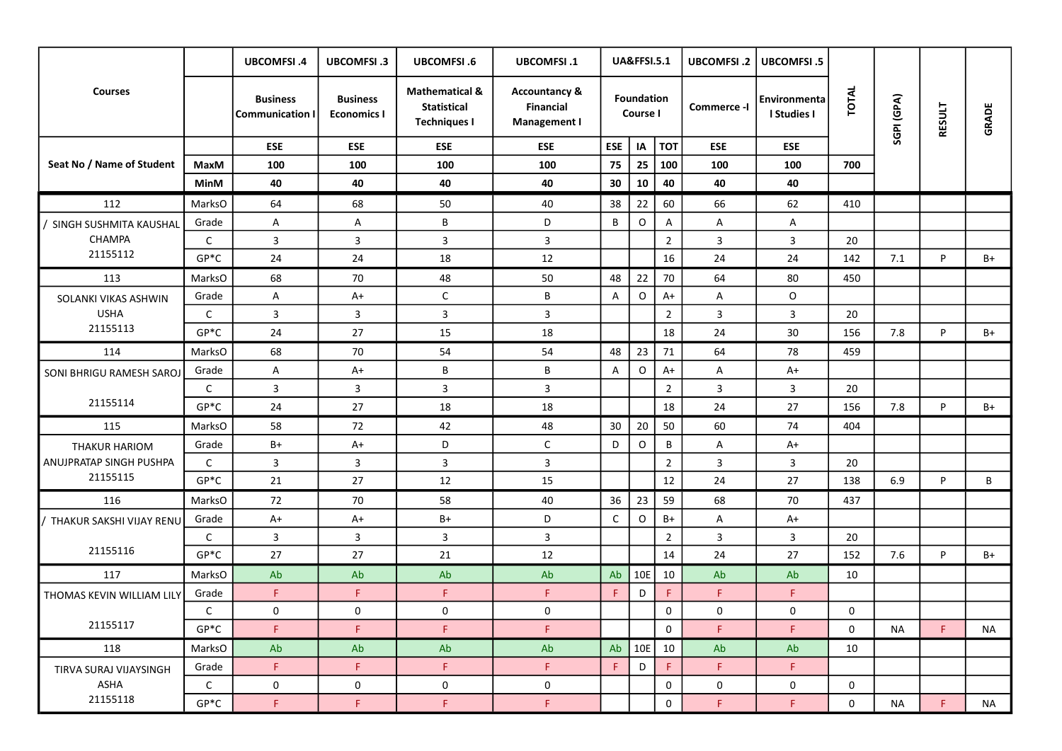| Courses | | UBCOMFSI .4 | UBCOMFSI .3 | UBCOMFSI .6 | UBCOMFSI .1 | UA&FFSI.5.1 | | | UBCOMFSI .2 | UBCOMFSI .5 | TOTAL | SGPI (GPA) | RESULT | GRADE |
|---|---|---|---|---|---|---|---|---|---|---|---|---|---|---|
| | | Business Communication I | Business Economics I | Mathematical & Statistical Techniques I | Accountancy & Financial Management I | Foundation Course I | | | Commerce -I | Environmental Studies I | | | | |
| Seat No / Name of Student | | ESE | ESE | ESE | ESE | ESE | IA | TOT | ESE | ESE | | | | |
| | MaxM | 100 | 100 | 100 | 100 | 75 | 25 | 100 | 100 | 100 | 700 | | | |
| | MinM | 40 | 40 | 40 | 40 | 30 | 10 | 40 | 40 | 40 | | | | |
| 112 | MarksO | 64 | 68 | 50 | 40 | 38 | 22 | 60 | 66 | 62 | 410 | | | |
| / SINGH SUSHMITA KAUSHAL CHAMPA | Grade | A | A | B | D | B | O | A | A | A | | | | |
| | C | 3 | 3 | 3 | 3 | | | 2 | 3 | 3 | 20 | | | |
| 21155112 | GP*C | 24 | 24 | 18 | 12 | | | 16 | 24 | 24 | 142 | 7.1 | P | B+ |
| 113 | MarksO | 68 | 70 | 48 | 50 | 48 | 22 | 70 | 64 | 80 | 450 | | | |
| SOLANKI VIKAS ASHWIN USHA | Grade | A | A+ | C | B | A | O | A+ | A | O | | | | |
| | C | 3 | 3 | 3 | 3 | | | 2 | 3 | 3 | 20 | | | |
| 21155113 | GP*C | 24 | 27 | 15 | 18 | | | 18 | 24 | 30 | 156 | 7.8 | P | B+ |
| 114 | MarksO | 68 | 70 | 54 | 54 | 48 | 23 | 71 | 64 | 78 | 459 | | | |
| SONI BHRIGU RAMESH SAROJ | Grade | A | A+ | B | B | A | O | A+ | A | A+ | | | | |
| | C | 3 | 3 | 3 | 3 | | | 2 | 3 | 3 | 20 | | | |
| 21155114 | GP*C | 24 | 27 | 18 | 18 | | | 18 | 24 | 27 | 156 | 7.8 | P | B+ |
| 115 | MarksO | 58 | 72 | 42 | 48 | 30 | 20 | 50 | 60 | 74 | 404 | | | |
| THAKUR HARIOM ANUJPRATAP SINGH PUSHPA | Grade | B+ | A+ | D | C | D | O | B | A | A+ | | | | |
| | C | 3 | 3 | 3 | 3 | | | 2 | 3 | 3 | 20 | | | |
| 21155115 | GP*C | 21 | 27 | 12 | 15 | | | 12 | 24 | 27 | 138 | 6.9 | P | B |
| 116 | MarksO | 72 | 70 | 58 | 40 | 36 | 23 | 59 | 68 | 70 | 437 | | | |
| / THAKUR SAKSHI VIJAY RENU | Grade | A+ | A+ | B+ | D | C | O | B+ | A | A+ | | | | |
| | C | 3 | 3 | 3 | 3 | | | 2 | 3 | 3 | 20 | | | |
| 21155116 | GP*C | 27 | 27 | 21 | 12 | | | 14 | 24 | 27 | 152 | 7.6 | P | B+ |
| 117 | MarksO | Ab | Ab | Ab | Ab | Ab | 10E | 10 | Ab | Ab | 10 | | | |
| THOMAS KEVIN WILLIAM LILY | Grade | F | F | F | F | F | D | F | F | F | | | | |
| | C | 0 | 0 | 0 | 0 | | | 0 | 0 | 0 | 0 | | | |
| 21155117 | GP*C | F | F | F | F | | | 0 | F | F | 0 | NA | F | NA |
| 118 | MarksO | Ab | Ab | Ab | Ab | Ab | 10E | 10 | Ab | Ab | 10 | | | |
| TIRVA SURAJ VIJAYSINGH ASHA | Grade | F | F | F | F | F | D | F | F | F | | | | |
| | C | 0 | 0 | 0 | 0 | | | 0 | 0 | 0 | 0 | | | |
| 21155118 | GP*C | F | F | F | F | | | 0 | F | F | 0 | NA | F | NA |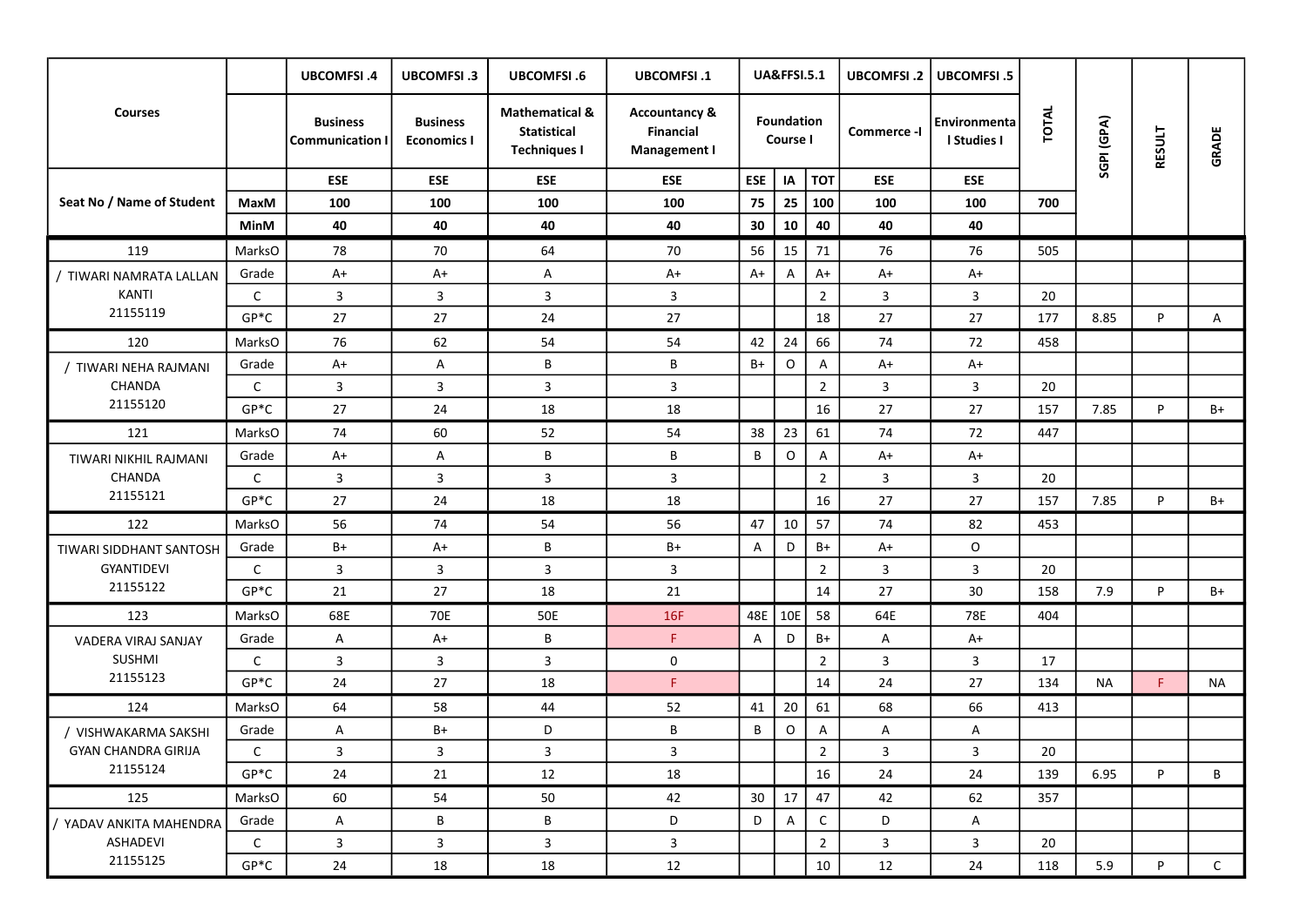| Courses | | UBCOMFSI .4 | UBCOMFSI .3 | UBCOMFSI .6 | UBCOMFSI .1 | UA&FFSI.5.1 | | | UBCOMFSI .2 | UBCOMFSI .5 | TOTAL | SGPI (GPA) | RESULT | GRADE |
|---|---|---|---|---|---|---|---|---|---|---|---|---|---|---|
| | | Business Communication I | Business Economics I | Mathematical & Statistical Techniques I | Accountancy & Financial Management I | Foundation Course I | | | Commerce -I | Environmental Studies I | | | | |
| Seat No / Name of Student | | ESE | ESE | ESE | ESE | ESE | IA | TOT | ESE | ESE | | | | |
| | MaxM | 100 | 100 | 100 | 100 | 75 | 25 | 100 | 100 | 100 | 700 | | | |
| | MinM | 40 | 40 | 40 | 40 | 30 | 10 | 40 | 40 | 40 | | | | |
| 119 | MarksO | 78 | 70 | 64 | 70 | 56 | 15 | 71 | 76 | 76 | 505 | | | |
| / TIWARI NAMRATA LALLAN KANTI | Grade | A+ | A+ | A | A+ | A+ | A | A+ | A+ | A+ | | | | |
| 21155119 | C | 3 | 3 | 3 | 3 | | | 2 | 3 | 3 | 20 | | | |
| | GP*C | 27 | 27 | 24 | 27 | | | 18 | 27 | 27 | 177 | 8.85 | P | A |
| 120 | MarksO | 76 | 62 | 54 | 54 | 42 | 24 | 66 | 74 | 72 | 458 | | | |
| / TIWARI NEHA RAJMANI CHANDA | Grade | A+ | A | B | B | B+ | O | A | A+ | A+ | | | | |
| 21155120 | C | 3 | 3 | 3 | 3 | | | 2 | 3 | 3 | 20 | | | |
| | GP*C | 27 | 24 | 18 | 18 | | | 16 | 27 | 27 | 157 | 7.85 | P | B+ |
| 121 | MarksO | 74 | 60 | 52 | 54 | 38 | 23 | 61 | 74 | 72 | 447 | | | |
| TIWARI NIKHIL RAJMANI CHANDA | Grade | A+ | A | B | B | B | O | A | A+ | A+ | | | | |
| 21155121 | C | 3 | 3 | 3 | 3 | | | 2 | 3 | 3 | 20 | | | |
| | GP*C | 27 | 24 | 18 | 18 | | | 16 | 27 | 27 | 157 | 7.85 | P | B+ |
| 122 | MarksO | 56 | 74 | 54 | 56 | 47 | 10 | 57 | 74 | 82 | 453 | | | |
| TIWARI SIDDHANT SANTOSH GYANTIDEVI | Grade | B+ | A+ | B | B+ | A | D | B+ | A+ | O | | | | |
| 21155122 | C | 3 | 3 | 3 | 3 | | | 2 | 3 | 3 | 20 | | | |
| | GP*C | 21 | 27 | 18 | 21 | | | 14 | 27 | 30 | 158 | 7.9 | P | B+ |
| 123 | MarksO | 68E | 70E | 50E | 16F | 48E | 10E | 58 | 64E | 78E | 404 | | | |
| VADERA VIRAJ SANJAY SUSHMI | Grade | A | A+ | B | F | A | D | B+ | A | A+ | | | | |
| 21155123 | C | 3 | 3 | 3 | 0 | | | 2 | 3 | 3 | 17 | | | |
| | GP*C | 24 | 27 | 18 | F | | | 14 | 24 | 27 | 134 | NA | F | NA |
| 124 | MarksO | 64 | 58 | 44 | 52 | 41 | 20 | 61 | 68 | 66 | 413 | | | |
| / VISHWAKARMA SAKSHI GYAN CHANDRA GIRIJA | Grade | A | B+ | D | B | B | O | A | A | A | | | | |
| 21155124 | C | 3 | 3 | 3 | 3 | | | 2 | 3 | 3 | 20 | | | |
| | GP*C | 24 | 21 | 12 | 18 | | | 16 | 24 | 24 | 139 | 6.95 | P | B |
| 125 | MarksO | 60 | 54 | 50 | 42 | 30 | 17 | 47 | 42 | 62 | 357 | | | |
| / YADAV ANKITA MAHENDRA ASHADEVI | Grade | A | B | B | D | D | A | C | D | A | | | | |
| 21155125 | C | 3 | 3 | 3 | 3 | | | 2 | 3 | 3 | 20 | | | |
| | GP*C | 24 | 18 | 18 | 12 | | | 10 | 12 | 24 | 118 | 5.9 | P | C |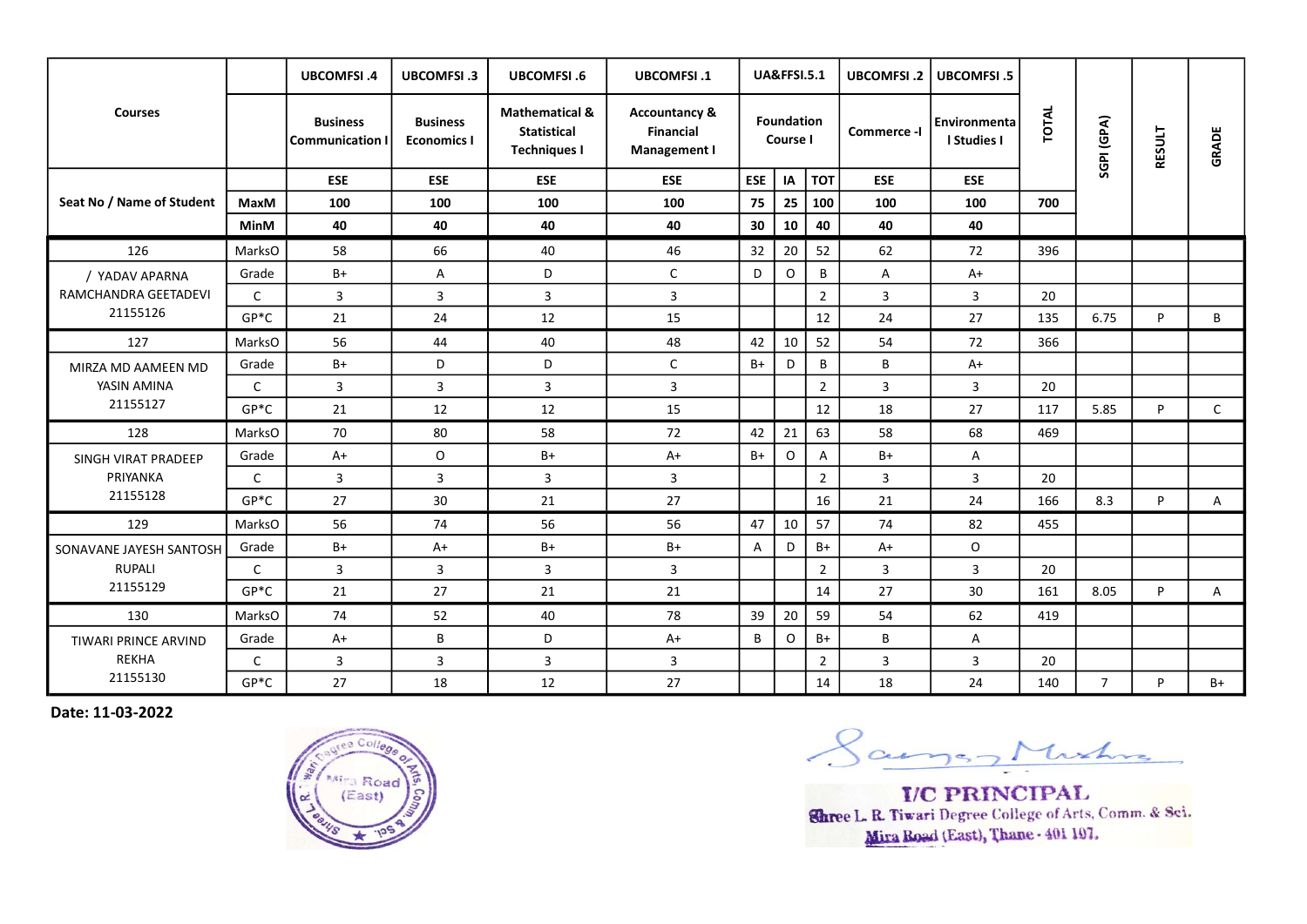| Courses | | UBCOMFSI .4 | UBCOMFSI .3 | UBCOMFSI .6 | UBCOMFSI .1 | UA&FFSI.5.1 | | | UBCOMFSI .2 | UBCOMFSI .5 | TOTAL | SGPI (GPA) | RESULT | GRADE |
|---|---|---|---|---|---|---|---|---|---|---|---|---|---|---|
| | | Business Communication I | Business Economics I | Mathematical & Statistical Techniques I | Accountancy & Financial Management I | Foundation Course I | | | Commerce -I | Environmental Studies I | | | | |
| Seat No / Name of Student | | ESE | ESE | ESE | ESE | ESE | IA | TOT | ESE | ESE | | | | |
| | MaxM | 100 | 100 | 100 | 100 | 75 | 25 | 100 | 100 | 100 | 700 | | | |
| | MinM | 40 | 40 | 40 | 40 | 30 | 10 | 40 | 40 | 40 | | | | |
| 126 | MarksO | 58 | 66 | 40 | 46 | 32 | 20 | 52 | 62 | 72 | 396 | | | |
| / YADAV APARNA RAMCHANDRA GEETADEVI 21155126 | Grade | B+ | A | D | C | D | O | B | A | A+ | | | | |
| | C | 3 | 3 | 3 | 3 | | | 2 | 3 | 3 | 20 | | | |
| | GP*C | 21 | 24 | 12 | 15 | | | 12 | 24 | 27 | 135 | 6.75 | P | B |
| 127 | MarksO | 56 | 44 | 40 | 48 | 42 | 10 | 52 | 54 | 72 | 366 | | | |
| MIRZA MD AAMEEN MD YASIN AMINA 21155127 | Grade | B+ | D | D | C | B+ | D | B | B | A+ | | | | |
| | C | 3 | 3 | 3 | 3 | | | 2 | 3 | 3 | 20 | | | |
| | GP*C | 21 | 12 | 12 | 15 | | | 12 | 18 | 27 | 117 | 5.85 | P | C |
| 128 | MarksO | 70 | 80 | 58 | 72 | 42 | 21 | 63 | 58 | 68 | 469 | | | |
| SINGH VIRAT PRADEEP PRIYANKA 21155128 | Grade | A+ | O | B+ | A+ | B+ | O | A | B+ | A | | | | |
| | C | 3 | 3 | 3 | 3 | | | 2 | 3 | 3 | 20 | | | |
| | GP*C | 27 | 30 | 21 | 27 | | | 16 | 21 | 24 | 166 | 8.3 | P | A |
| 129 | MarksO | 56 | 74 | 56 | 56 | 47 | 10 | 57 | 74 | 82 | 455 | | | |
| SONAVANE JAYESH SANTOSH RUPALI 21155129 | Grade | B+ | A+ | B+ | B+ | A | D | B+ | A+ | O | | | | |
| | C | 3 | 3 | 3 | 3 | | | 2 | 3 | 3 | 20 | | | |
| | GP*C | 21 | 27 | 21 | 21 | | | 14 | 27 | 30 | 161 | 8.05 | P | A |
| 130 | MarksO | 74 | 52 | 40 | 78 | 39 | 20 | 59 | 54 | 62 | 419 | | | |
| TIWARI PRINCE ARVIND REKHA 21155130 | Grade | A+ | B | D | A+ | B | O | B+ | B | A | | | | |
| | C | 3 | 3 | 3 | 3 | | | 2 | 3 | 3 | 20 | | | |
| | GP*C | 27 | 18 | 12 | 27 | | | 14 | 18 | 24 | 140 | 7 | P | B+ |

**Date: 11-03-2022**

Shree L. R. Tiwari Degree College of Arts, Comm. & Sci. Mira Road (East)

I/C PRINCIPAL
Shree L. R. Tiwari Degree College of Arts, Comm. & Sci.
Mira Road (East), Thane - 401 107.